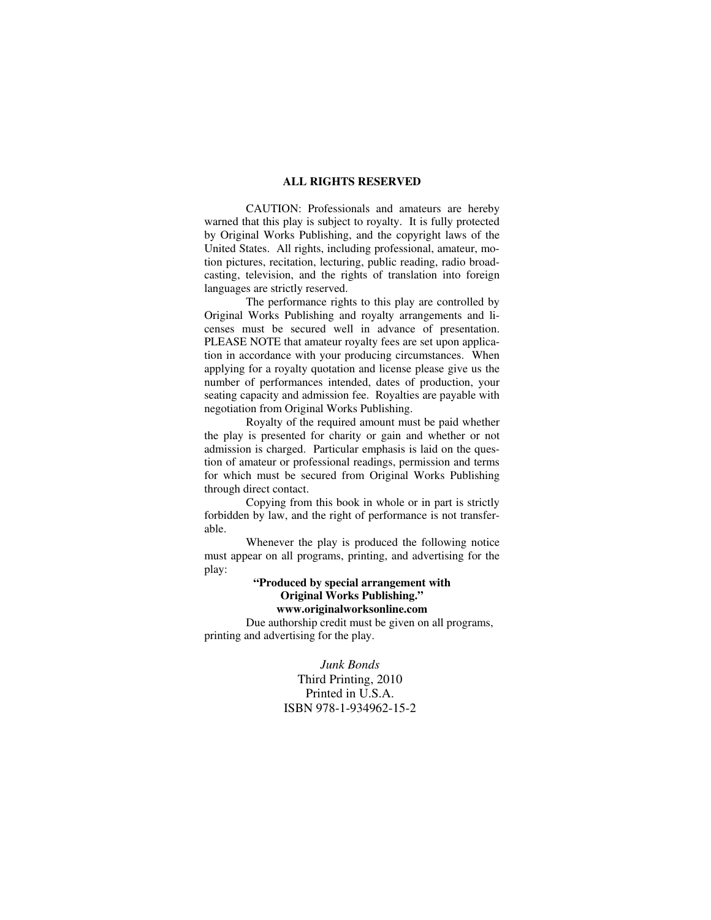## ALL RIGHTS RESERVED

CAUTION: Professionals and amateurs are hereby warned that this play is subject to royalty. It is fully protected by Original Works Publishing, and the copyright laws of the United States. All rights, including professional, amateur, motion pictures, recitation, lecturing, public reading, radio broadcasting, television, and the rights of translation into foreign languages are strictly reserved.

The performance rights to this play are controlled by Original Works Publishing and royalty arrangements and licenses must be secured well in advance of presentation. PLEASE NOTE that amateur royalty fees are set upon application in accordance with your producing circumstances. When applying for a royalty quotation and license please give us the number of performances intended, dates of production, your seating capacity and admission fee. Royalties are payable with negotiation from Original Works Publishing.

Royalty of the required amount must be paid whether the play is presented for charity or gain and whether or not admission is charged. Particular emphasis is laid on the question of amateur or professional readings, permission and terms for which must be secured from Original Works Publishing through direct contact.

Copying from this book in whole or in part is strictly forbidden by law, and the right of performance is not transferable.

Whenever the play is produced the following notice must appear on all programs, printing, and advertising for the play:

**"Produced by special arrangement with Original Works Publishing."**
**www.originalworksonline.com**

Due authorship credit must be given on all programs, printing and advertising for the play.

*Junk Bonds*
Third Printing, 2010
Printed in U.S.A.
ISBN 978-1-934962-15-2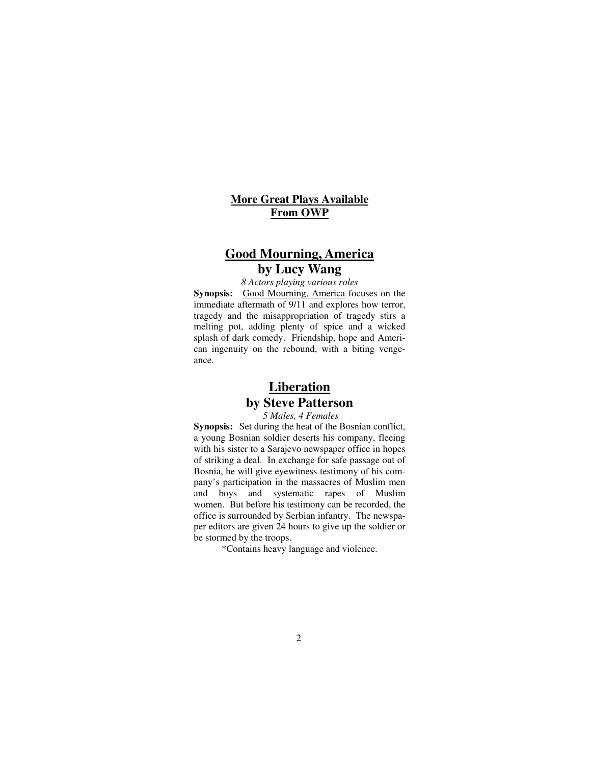**More Great Plays Available From OWP**

## Good Mourning, America
## by Lucy Wang

*8 Actors playing various roles*

**Synopsis:** Good Mourning, America focuses on the immediate aftermath of 9/11 and explores how terror, tragedy and the misappropriation of tragedy stirs a melting pot, adding plenty of spice and a wicked splash of dark comedy. Friendship, hope and American ingenuity on the rebound, with a biting vengeance.

## Liberation
## by Steve Patterson

*5 Males, 4 Females*

**Synopsis:** Set during the heat of the Bosnian conflict, a young Bosnian soldier deserts his company, fleeing with his sister to a Sarajevo newspaper office in hopes of striking a deal. In exchange for safe passage out of Bosnia, he will give eyewitness testimony of his company's participation in the massacres of Muslim men and boys and systematic rapes of Muslim women. But before his testimony can be recorded, the office is surrounded by Serbian infantry. The newspaper editors are given 24 hours to give up the soldier or be stormed by the troops.

*Contains heavy language and violence.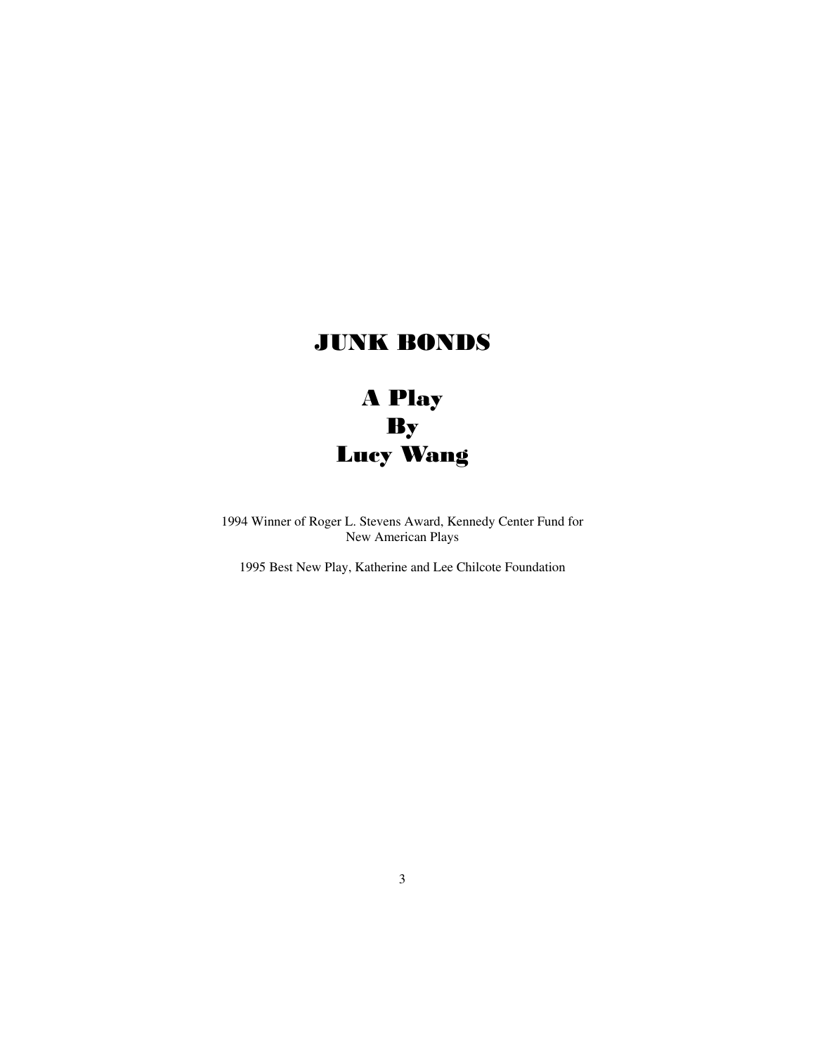# JUNK BONDS

## A Play
## By
## Lucy Wang

1994 Winner of Roger L. Stevens Award, Kennedy Center Fund for New American Plays

1995 Best New Play, Katherine and Lee Chilcote Foundation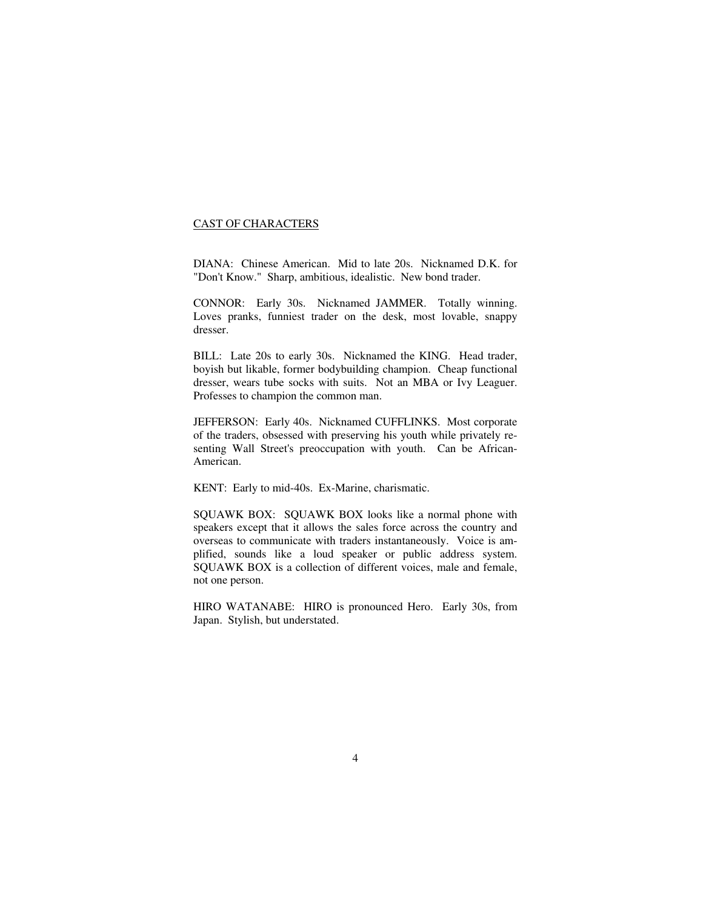CAST OF CHARACTERS

DIANA: Chinese American. Mid to late 20s. Nicknamed D.K. for "Don't Know." Sharp, ambitious, idealistic. New bond trader.

CONNOR: Early 30s. Nicknamed JAMMER. Totally winning. Loves pranks, funniest trader on the desk, most lovable, snappy dresser.

BILL: Late 20s to early 30s. Nicknamed the KING. Head trader, boyish but likable, former bodybuilding champion. Cheap functional dresser, wears tube socks with suits. Not an MBA or Ivy Leaguer. Professes to champion the common man.

JEFFERSON: Early 40s. Nicknamed CUFFLINKS. Most corporate of the traders, obsessed with preserving his youth while privately resenting Wall Street's preoccupation with youth. Can be African-American.

KENT: Early to mid-40s. Ex-Marine, charismatic.

SQUAWK BOX: SQUAWK BOX looks like a normal phone with speakers except that it allows the sales force across the country and overseas to communicate with traders instantaneously. Voice is amplified, sounds like a loud speaker or public address system. SQUAWK BOX is a collection of different voices, male and female, not one person.

HIRO WATANABE: HIRO is pronounced Hero. Early 30s, from Japan. Stylish, but understated.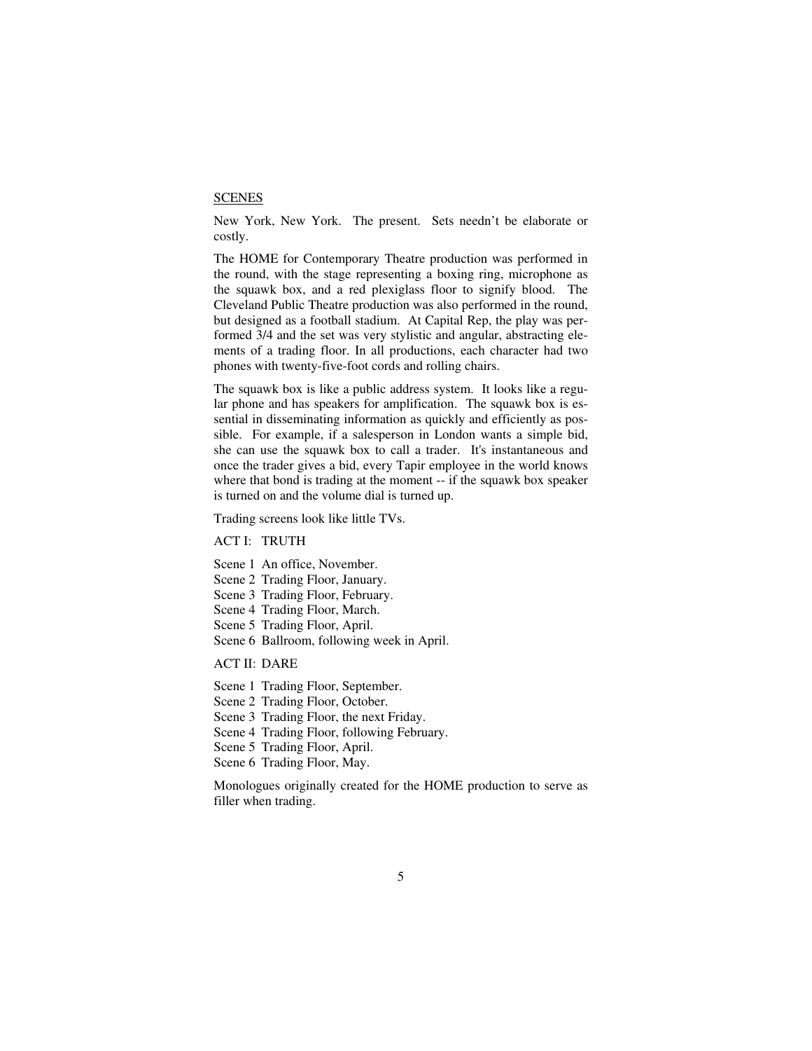SCENES

New York, New York. The present. Sets needn't be elaborate or costly.

The HOME for Contemporary Theatre production was performed in the round, with the stage representing a boxing ring, microphone as the squawk box, and a red plexiglass floor to signify blood. The Cleveland Public Theatre production was also performed in the round, but designed as a football stadium. At Capital Rep, the play was performed 3/4 and the set was very stylistic and angular, abstracting elements of a trading floor. In all productions, each character had two phones with twenty-five-foot cords and rolling chairs.

The squawk box is like a public address system. It looks like a regular phone and has speakers for amplification. The squawk box is essential in disseminating information as quickly and efficiently as possible. For example, if a salesperson in London wants a simple bid, she can use the squawk box to call a trader. It's instantaneous and once the trader gives a bid, every Tapir employee in the world knows where that bond is trading at the moment -- if the squawk box speaker is turned on and the volume dial is turned up.

Trading screens look like little TVs.

ACT I: TRUTH

Scene 1 An office, November.
Scene 2 Trading Floor, January.
Scene 3 Trading Floor, February.
Scene 4 Trading Floor, March.
Scene 5 Trading Floor, April.
Scene 6 Ballroom, following week in April.

ACT II: DARE

Scene 1 Trading Floor, September.
Scene 2 Trading Floor, October.
Scene 3 Trading Floor, the next Friday.
Scene 4 Trading Floor, following February.
Scene 5 Trading Floor, April.
Scene 6 Trading Floor, May.

Monologues originally created for the HOME production to serve as filler when trading.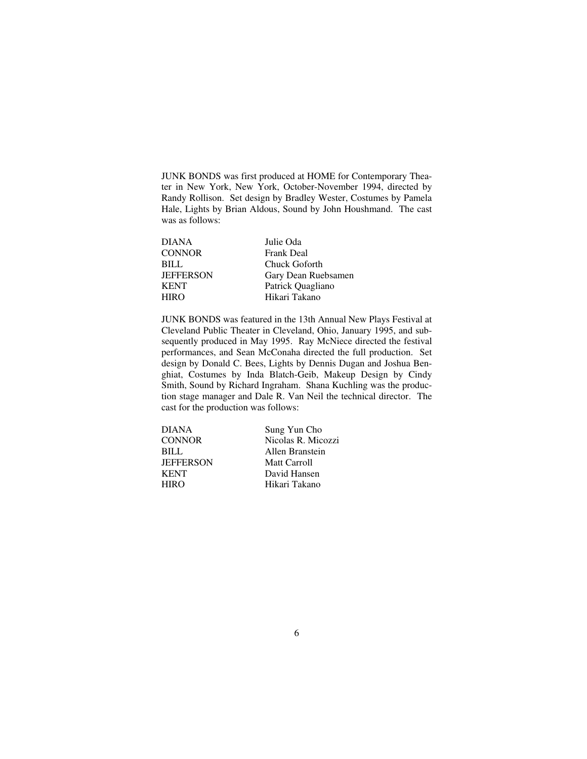JUNK BONDS was first produced at HOME for Contemporary Theater in New York, New York, October-November 1994, directed by Randy Rollison. Set design by Bradley Wester, Costumes by Pamela Hale, Lights by Brian Aldous, Sound by John Houshmand. The cast was as follows:

| | |
|---|---|
| DIANA | Julie Oda |
| CONNOR | Frank Deal |
| BILL | Chuck Goforth |
| JEFFERSON | Gary Dean Ruebsamen |
| KENT | Patrick Quagliano |
| HIRO | Hikari Takano |

JUNK BONDS was featured in the 13th Annual New Plays Festival at Cleveland Public Theater in Cleveland, Ohio, January 1995, and subsequently produced in May 1995. Ray McNiece directed the festival performances, and Sean McConaha directed the full production. Set design by Donald C. Bees, Lights by Dennis Dugan and Joshua Benghiat, Costumes by Inda Blatch-Geib, Makeup Design by Cindy Smith, Sound by Richard Ingraham. Shana Kuchling was the production stage manager and Dale R. Van Neil the technical director. The cast for the production was follows:

| | |
|---|---|
| DIANA | Sung Yun Cho |
| CONNOR | Nicolas R. Micozzi |
| BILL | Allen Branstein |
| JEFFERSON | Matt Carroll |
| KENT | David Hansen |
| HIRO | Hikari Takano |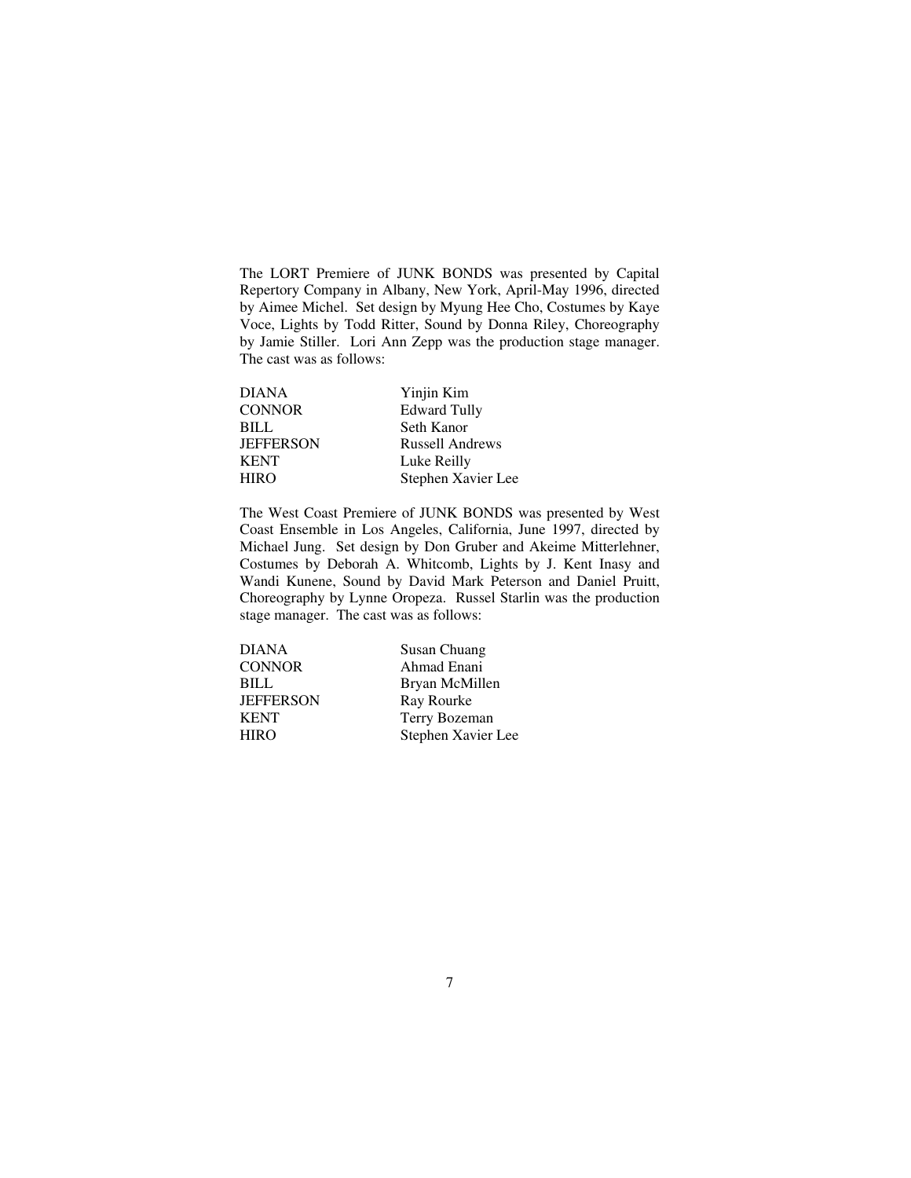The LORT Premiere of JUNK BONDS was presented by Capital Repertory Company in Albany, New York, April-May 1996, directed by Aimee Michel. Set design by Myung Hee Cho, Costumes by Kaye Voce, Lights by Todd Ritter, Sound by Donna Riley, Choreography by Jamie Stiller. Lori Ann Zepp was the production stage manager. The cast was as follows:

| | |
|---|---|
| DIANA | Yinjin Kim |
| CONNOR | Edward Tully |
| BILL | Seth Kanor |
| JEFFERSON | Russell Andrews |
| KENT | Luke Reilly |
| HIRO | Stephen Xavier Lee |

The West Coast Premiere of JUNK BONDS was presented by West Coast Ensemble in Los Angeles, California, June 1997, directed by Michael Jung. Set design by Don Gruber and Akeime Mitterlehner, Costumes by Deborah A. Whitcomb, Lights by J. Kent Inasy and Wandi Kunene, Sound by David Mark Peterson and Daniel Pruitt, Choreography by Lynne Oropeza. Russel Starlin was the production stage manager. The cast was as follows:

| | |
|---|---|
| DIANA | Susan Chuang |
| CONNOR | Ahmad Enani |
| BILL | Bryan McMillen |
| JEFFERSON | Ray Rourke |
| KENT | Terry Bozeman |
| HIRO | Stephen Xavier Lee |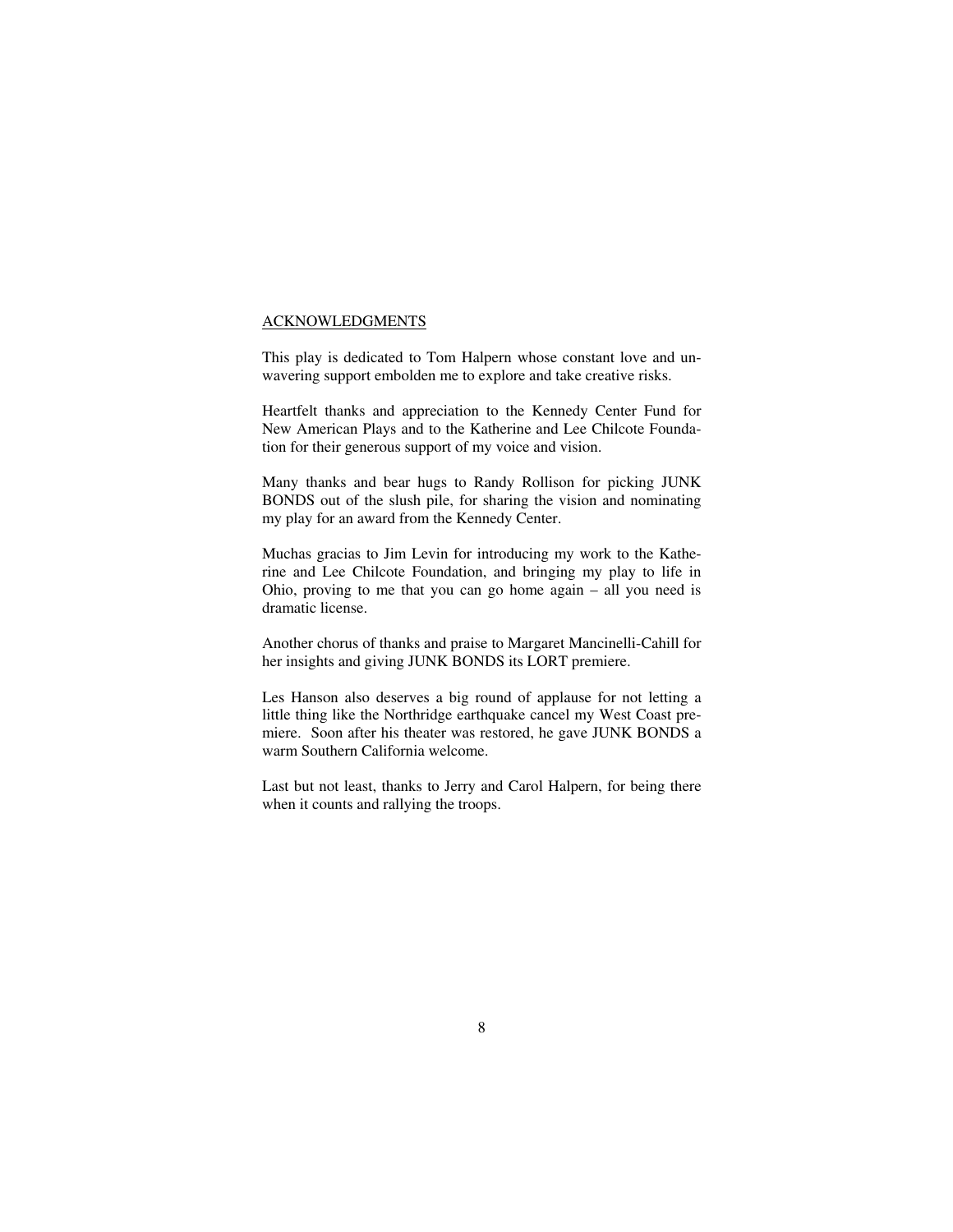## ACKNOWLEDGMENTS

This play is dedicated to Tom Halpern whose constant love and unwavering support embolden me to explore and take creative risks.

Heartfelt thanks and appreciation to the Kennedy Center Fund for New American Plays and to the Katherine and Lee Chilcote Foundation for their generous support of my voice and vision.

Many thanks and bear hugs to Randy Rollison for picking JUNK BONDS out of the slush pile, for sharing the vision and nominating my play for an award from the Kennedy Center.

Muchas gracias to Jim Levin for introducing my work to the Katherine and Lee Chilcote Foundation, and bringing my play to life in Ohio, proving to me that you can go home again – all you need is dramatic license.

Another chorus of thanks and praise to Margaret Mancinelli-Cahill for her insights and giving JUNK BONDS its LORT premiere.

Les Hanson also deserves a big round of applause for not letting a little thing like the Northridge earthquake cancel my West Coast premiere. Soon after his theater was restored, he gave JUNK BONDS a warm Southern California welcome.

Last but not least, thanks to Jerry and Carol Halpern, for being there when it counts and rallying the troops.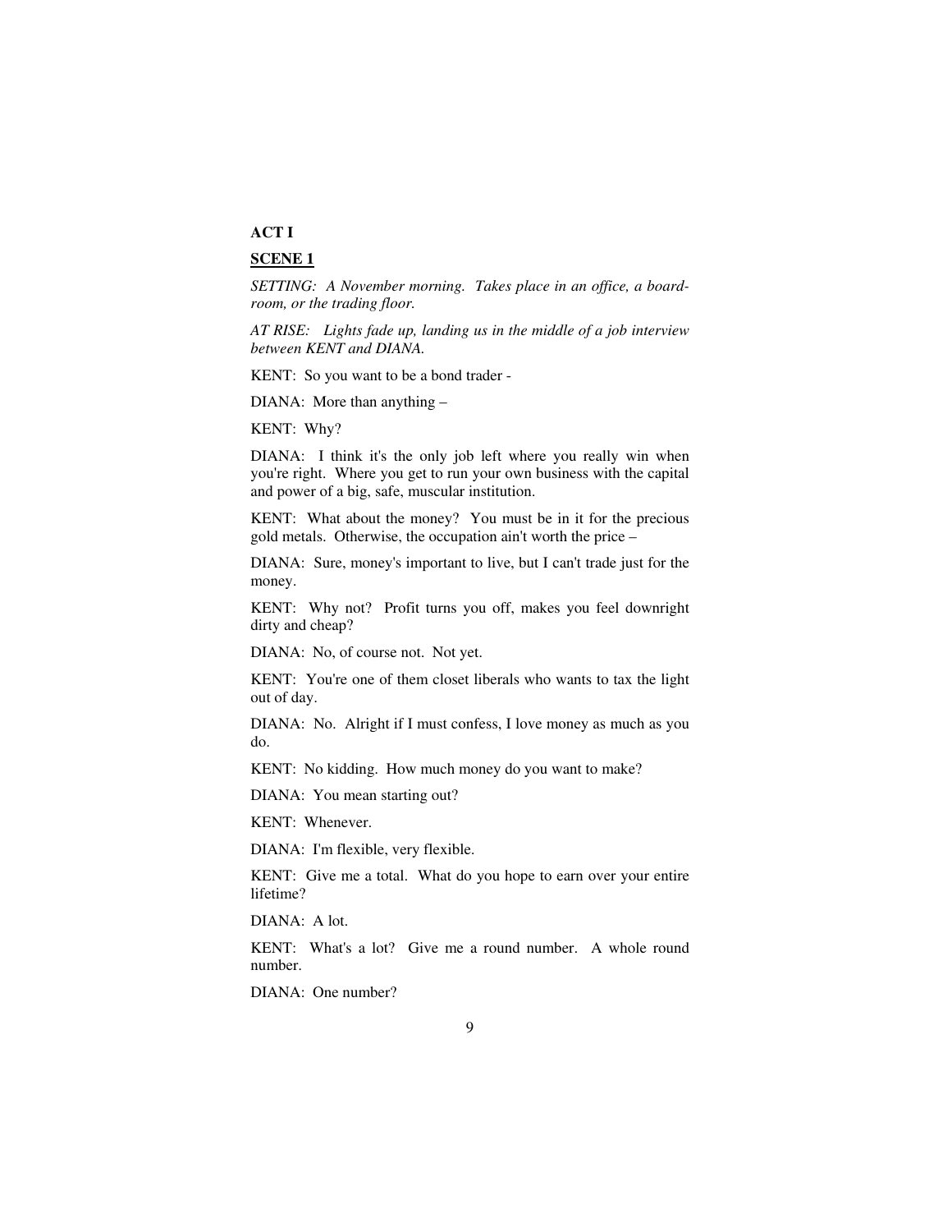**ACT I**

**SCENE 1**

*SETTING: A November morning. Takes place in an office, a board-room, or the trading floor.*

*AT RISE: Lights fade up, landing us in the middle of a job interview between KENT and DIANA.*

KENT: So you want to be a bond trader -

DIANA: More than anything –

KENT: Why?

DIANA: I think it's the only job left where you really win when you're right. Where you get to run your own business with the capital and power of a big, safe, muscular institution.

KENT: What about the money? You must be in it for the precious gold metals. Otherwise, the occupation ain't worth the price –

DIANA: Sure, money's important to live, but I can't trade just for the money.

KENT: Why not? Profit turns you off, makes you feel downright dirty and cheap?

DIANA: No, of course not. Not yet.

KENT: You're one of them closet liberals who wants to tax the light out of day.

DIANA: No. Alright if I must confess, I love money as much as you do.

KENT: No kidding. How much money do you want to make?

DIANA: You mean starting out?

KENT: Whenever.

DIANA: I'm flexible, very flexible.

KENT: Give me a total. What do you hope to earn over your entire lifetime?

DIANA: A lot.

KENT: What's a lot? Give me a round number. A whole round number.

DIANA: One number?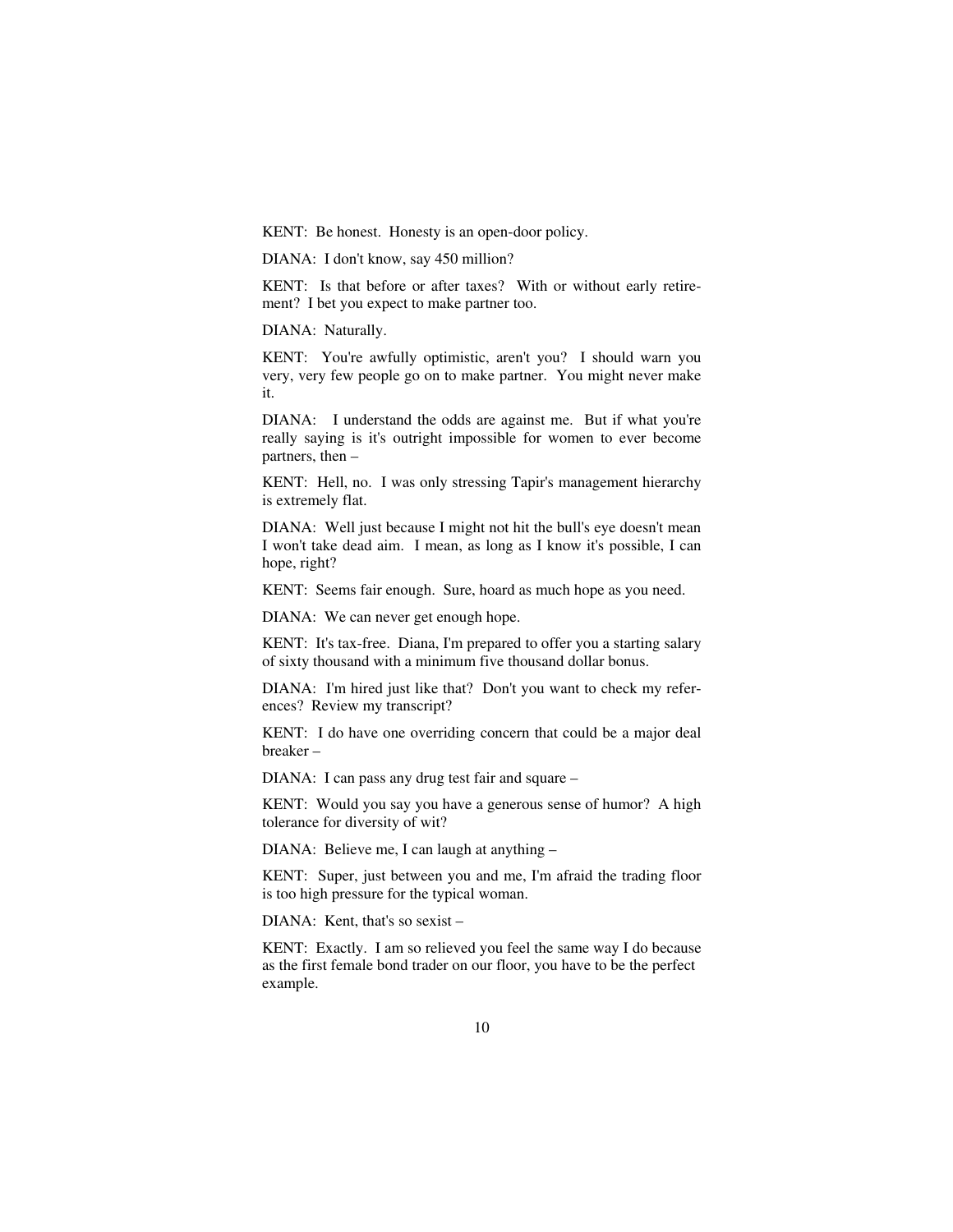KENT: Be honest. Honesty is an open-door policy.

DIANA: I don't know, say 450 million?

KENT: Is that before or after taxes? With or without early retirement? I bet you expect to make partner too.

DIANA: Naturally.

KENT: You're awfully optimistic, aren't you? I should warn you very, very few people go on to make partner. You might never make it.

DIANA: I understand the odds are against me. But if what you're really saying is it's outright impossible for women to ever become partners, then –

KENT: Hell, no. I was only stressing Tapir's management hierarchy is extremely flat.

DIANA: Well just because I might not hit the bull's eye doesn't mean I won't take dead aim. I mean, as long as I know it's possible, I can hope, right?

KENT: Seems fair enough. Sure, hoard as much hope as you need.

DIANA: We can never get enough hope.

KENT: It's tax-free. Diana, I'm prepared to offer you a starting salary of sixty thousand with a minimum five thousand dollar bonus.

DIANA: I'm hired just like that? Don't you want to check my references? Review my transcript?

KENT: I do have one overriding concern that could be a major deal breaker –

DIANA: I can pass any drug test fair and square –

KENT: Would you say you have a generous sense of humor? A high tolerance for diversity of wit?

DIANA: Believe me, I can laugh at anything –

KENT: Super, just between you and me, I'm afraid the trading floor is too high pressure for the typical woman.

DIANA: Kent, that's so sexist –

KENT: Exactly. I am so relieved you feel the same way I do because as the first female bond trader on our floor, you have to be the perfect example.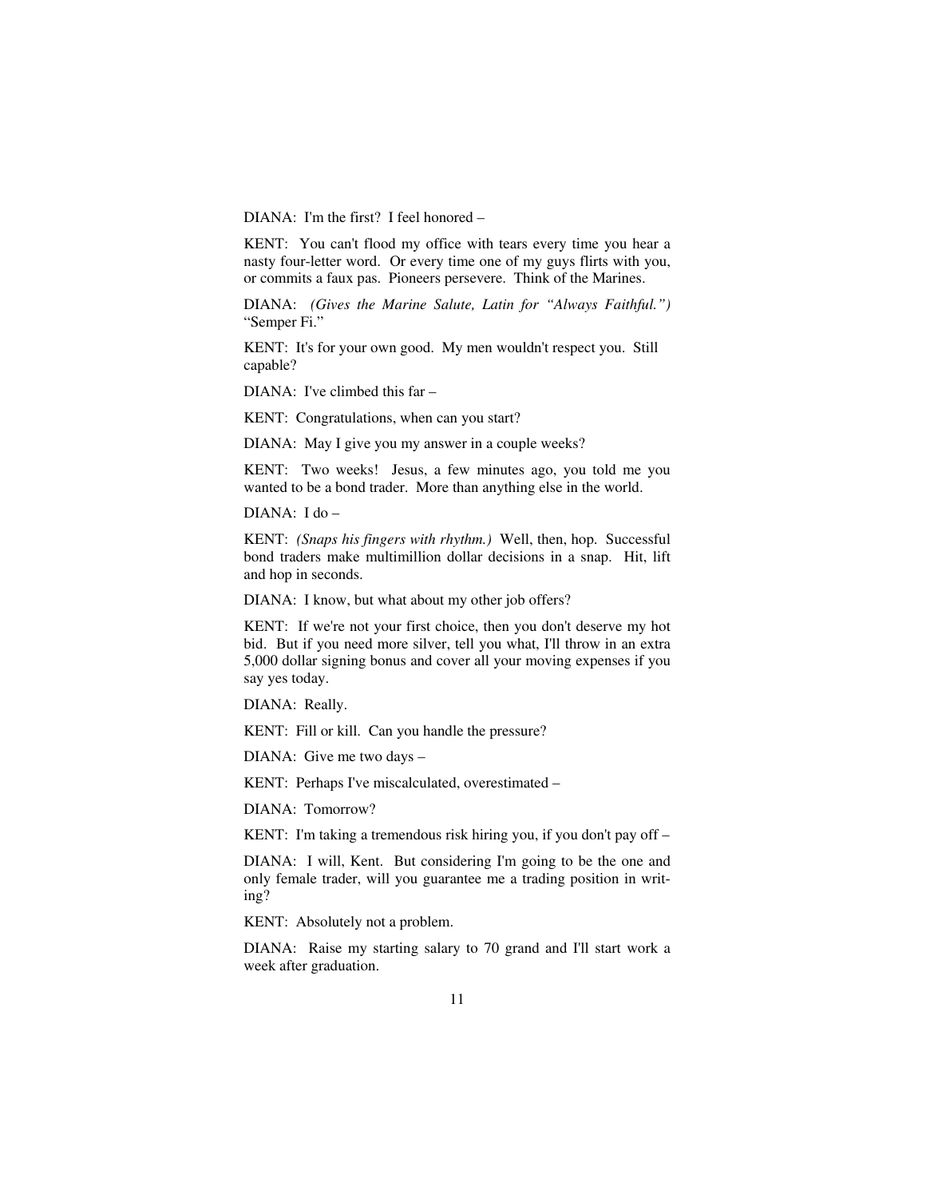DIANA: I'm the first? I feel honored –

KENT: You can't flood my office with tears every time you hear a nasty four-letter word. Or every time one of my guys flirts with you, or commits a faux pas. Pioneers persevere. Think of the Marines.

DIANA: *(Gives the Marine Salute, Latin for "Always Faithful.")* "Semper Fi."

KENT: It's for your own good. My men wouldn't respect you. Still capable?

DIANA: I've climbed this far –

KENT: Congratulations, when can you start?

DIANA: May I give you my answer in a couple weeks?

KENT: Two weeks! Jesus, a few minutes ago, you told me you wanted to be a bond trader. More than anything else in the world.

DIANA: I do –

KENT: *(Snaps his fingers with rhythm.)* Well, then, hop. Successful bond traders make multimillion dollar decisions in a snap. Hit, lift and hop in seconds.

DIANA: I know, but what about my other job offers?

KENT: If we're not your first choice, then you don't deserve my hot bid. But if you need more silver, tell you what, I'll throw in an extra 5,000 dollar signing bonus and cover all your moving expenses if you say yes today.

DIANA: Really.

KENT: Fill or kill. Can you handle the pressure?

DIANA: Give me two days –

KENT: Perhaps I've miscalculated, overestimated –

DIANA: Tomorrow?

KENT: I'm taking a tremendous risk hiring you, if you don't pay off –

DIANA: I will, Kent. But considering I'm going to be the one and only female trader, will you guarantee me a trading position in writing?

KENT: Absolutely not a problem.

DIANA: Raise my starting salary to 70 grand and I'll start work a week after graduation.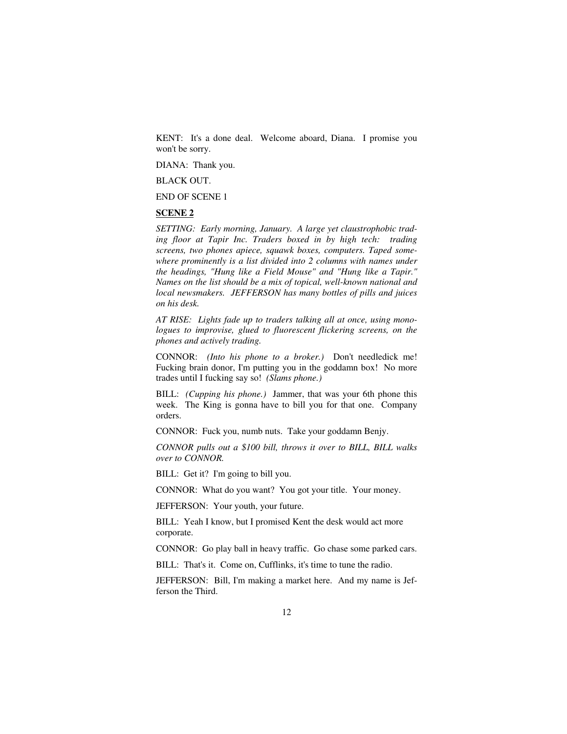KENT: It's a done deal. Welcome aboard, Diana. I promise you won't be sorry.

DIANA: Thank you.

BLACK OUT.

END OF SCENE 1

**SCENE 2**

*SETTING: Early morning, January. A large yet claustrophobic trading floor at Tapir Inc. Traders boxed in by high tech: trading screens, two phones apiece, squawk boxes, computers. Taped somewhere prominently is a list divided into 2 columns with names under the headings, "Hung like a Field Mouse" and "Hung like a Tapir." Names on the list should be a mix of topical, well-known national and local newsmakers. JEFFERSON has many bottles of pills and juices on his desk.*

*AT RISE: Lights fade up to traders talking all at once, using monologues to improvise, glued to fluorescent flickering screens, on the phones and actively trading.*

CONNOR: *(Into his phone to a broker.)* Don't needledick me! Fucking brain donor, I'm putting you in the goddamn box! No more trades until I fucking say so! *(Slams phone.)*

BILL: *(Cupping his phone.)* Jammer, that was your 6th phone this week. The King is gonna have to bill you for that one. Company orders.

CONNOR: Fuck you, numb nuts. Take your goddamn Benjy.

*CONNOR pulls out a $100 bill, throws it over to BILL, BILL walks over to CONNOR.*

BILL: Get it? I'm going to bill you.

CONNOR: What do you want? You got your title. Your money.

JEFFERSON: Your youth, your future.

BILL: Yeah I know, but I promised Kent the desk would act more corporate.

CONNOR: Go play ball in heavy traffic. Go chase some parked cars.

BILL: That's it. Come on, Cufflinks, it's time to tune the radio.

JEFFERSON: Bill, I'm making a market here. And my name is Jefferson the Third.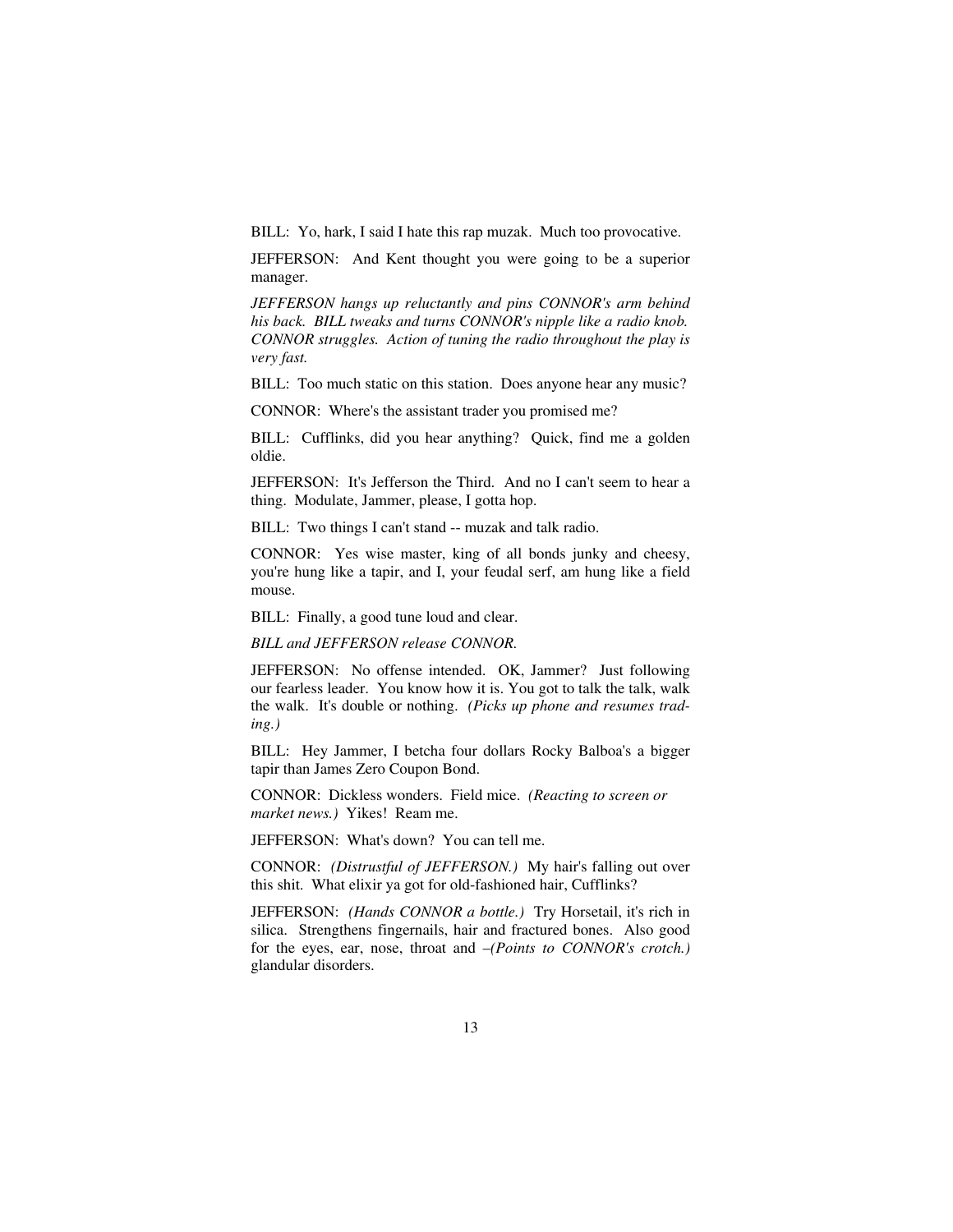BILL: Yo, hark, I said I hate this rap muzak. Much too provocative.

JEFFERSON: And Kent thought you were going to be a superior manager.

*JEFFERSON hangs up reluctantly and pins CONNOR's arm behind his back. BILL tweaks and turns CONNOR's nipple like a radio knob. CONNOR struggles. Action of tuning the radio throughout the play is very fast.*

BILL: Too much static on this station. Does anyone hear any music?

CONNOR: Where's the assistant trader you promised me?

BILL: Cufflinks, did you hear anything? Quick, find me a golden oldie.

JEFFERSON: It's Jefferson the Third. And no I can't seem to hear a thing. Modulate, Jammer, please, I gotta hop.

BILL: Two things I can't stand -- muzak and talk radio.

CONNOR: Yes wise master, king of all bonds junky and cheesy, you're hung like a tapir, and I, your feudal serf, am hung like a field mouse.

BILL: Finally, a good tune loud and clear.

*BILL and JEFFERSON release CONNOR.*

JEFFERSON: No offense intended. OK, Jammer? Just following our fearless leader. You know how it is. You got to talk the talk, walk the walk. It's double or nothing. *(Picks up phone and resumes trading.)*

BILL: Hey Jammer, I betcha four dollars Rocky Balboa's a bigger tapir than James Zero Coupon Bond.

CONNOR: Dickless wonders. Field mice. *(Reacting to screen or market news.)* Yikes! Ream me.

JEFFERSON: What's down? You can tell me.

CONNOR: *(Distrustful of JEFFERSON.)* My hair's falling out over this shit. What elixir ya got for old-fashioned hair, Cufflinks?

JEFFERSON: *(Hands CONNOR a bottle.)* Try Horsetail, it's rich in silica. Strengthens fingernails, hair and fractured bones. Also good for the eyes, ear, nose, throat and –*(Points to CONNOR's crotch.)* glandular disorders.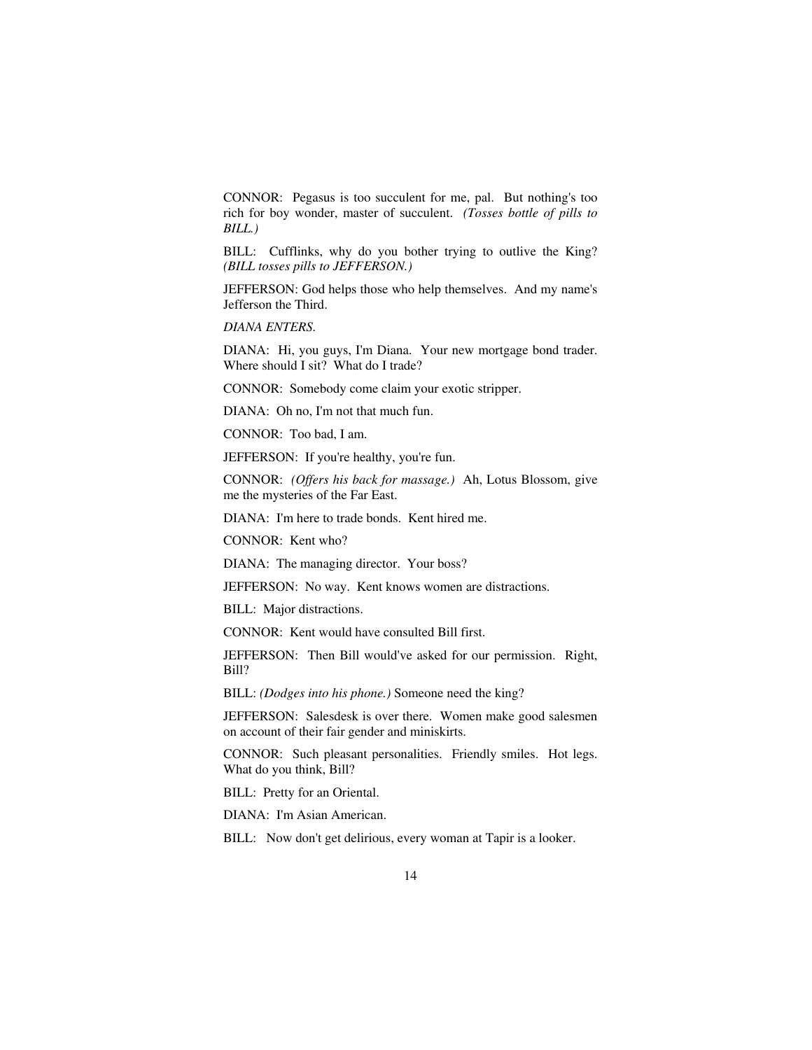CONNOR: Pegasus is too succulent for me, pal. But nothing's too rich for boy wonder, master of succulent. *(Tosses bottle of pills to BILL.)*

BILL: Cufflinks, why do you bother trying to outlive the King? *(BILL tosses pills to JEFFERSON.)*

JEFFERSON: God helps those who help themselves. And my name's Jefferson the Third.

*DIANA ENTERS.*

DIANA: Hi, you guys, I'm Diana. Your new mortgage bond trader. Where should I sit? What do I trade?

CONNOR: Somebody come claim your exotic stripper.

DIANA: Oh no, I'm not that much fun.

CONNOR: Too bad, I am.

JEFFERSON: If you're healthy, you're fun.

CONNOR: *(Offers his back for massage.)* Ah, Lotus Blossom, give me the mysteries of the Far East.

DIANA: I'm here to trade bonds. Kent hired me.

CONNOR: Kent who?

DIANA: The managing director. Your boss?

JEFFERSON: No way. Kent knows women are distractions.

BILL: Major distractions.

CONNOR: Kent would have consulted Bill first.

JEFFERSON: Then Bill would've asked for our permission. Right, Bill?

BILL: *(Dodges into his phone.)* Someone need the king?

JEFFERSON: Salesdesk is over there. Women make good salesmen on account of their fair gender and miniskirts.

CONNOR: Such pleasant personalities. Friendly smiles. Hot legs. What do you think, Bill?

BILL: Pretty for an Oriental.

DIANA: I'm Asian American.

BILL: Now don't get delirious, every woman at Tapir is a looker.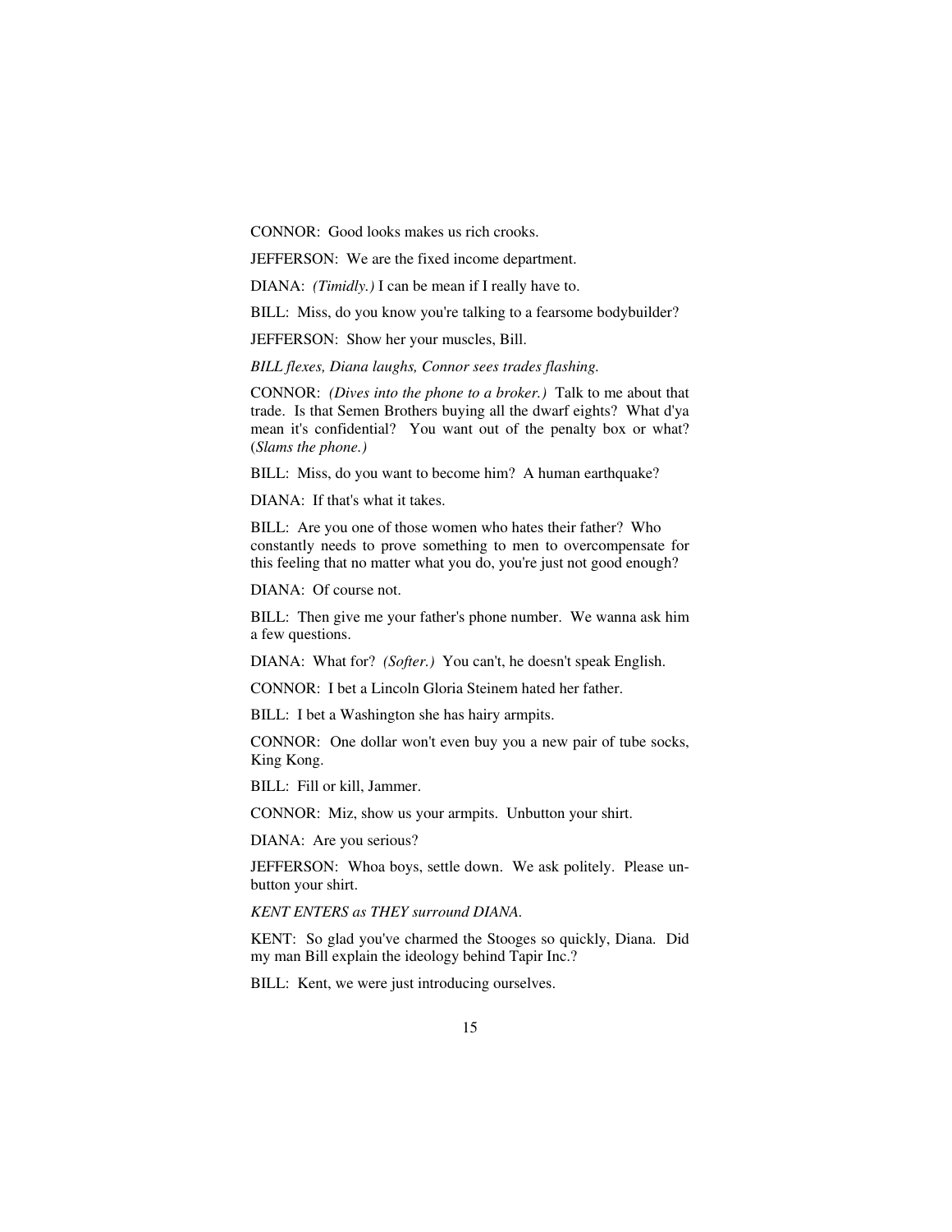CONNOR: Good looks makes us rich crooks.

JEFFERSON: We are the fixed income department.

DIANA: *(Timidly.)* I can be mean if I really have to.

BILL: Miss, do you know you're talking to a fearsome bodybuilder?

JEFFERSON: Show her your muscles, Bill.

*BILL flexes, Diana laughs, Connor sees trades flashing.*

CONNOR: *(Dives into the phone to a broker.)* Talk to me about that trade. Is that Semen Brothers buying all the dwarf eights? What d'ya mean it's confidential? You want out of the penalty box or what? (*Slams the phone.)*

BILL: Miss, do you want to become him? A human earthquake?

DIANA: If that's what it takes.

BILL: Are you one of those women who hates their father? Who constantly needs to prove something to men to overcompensate for this feeling that no matter what you do, you're just not good enough?

DIANA: Of course not.

BILL: Then give me your father's phone number. We wanna ask him a few questions.

DIANA: What for? *(Softer.)* You can't, he doesn't speak English.

CONNOR: I bet a Lincoln Gloria Steinem hated her father.

BILL: I bet a Washington she has hairy armpits.

CONNOR: One dollar won't even buy you a new pair of tube socks, King Kong.

BILL: Fill or kill, Jammer.

CONNOR: Miz, show us your armpits. Unbutton your shirt.

DIANA: Are you serious?

JEFFERSON: Whoa boys, settle down. We ask politely. Please unbutton your shirt.

*KENT ENTERS as THEY surround DIANA.*

KENT: So glad you've charmed the Stooges so quickly, Diana. Did my man Bill explain the ideology behind Tapir Inc.?

BILL: Kent, we were just introducing ourselves.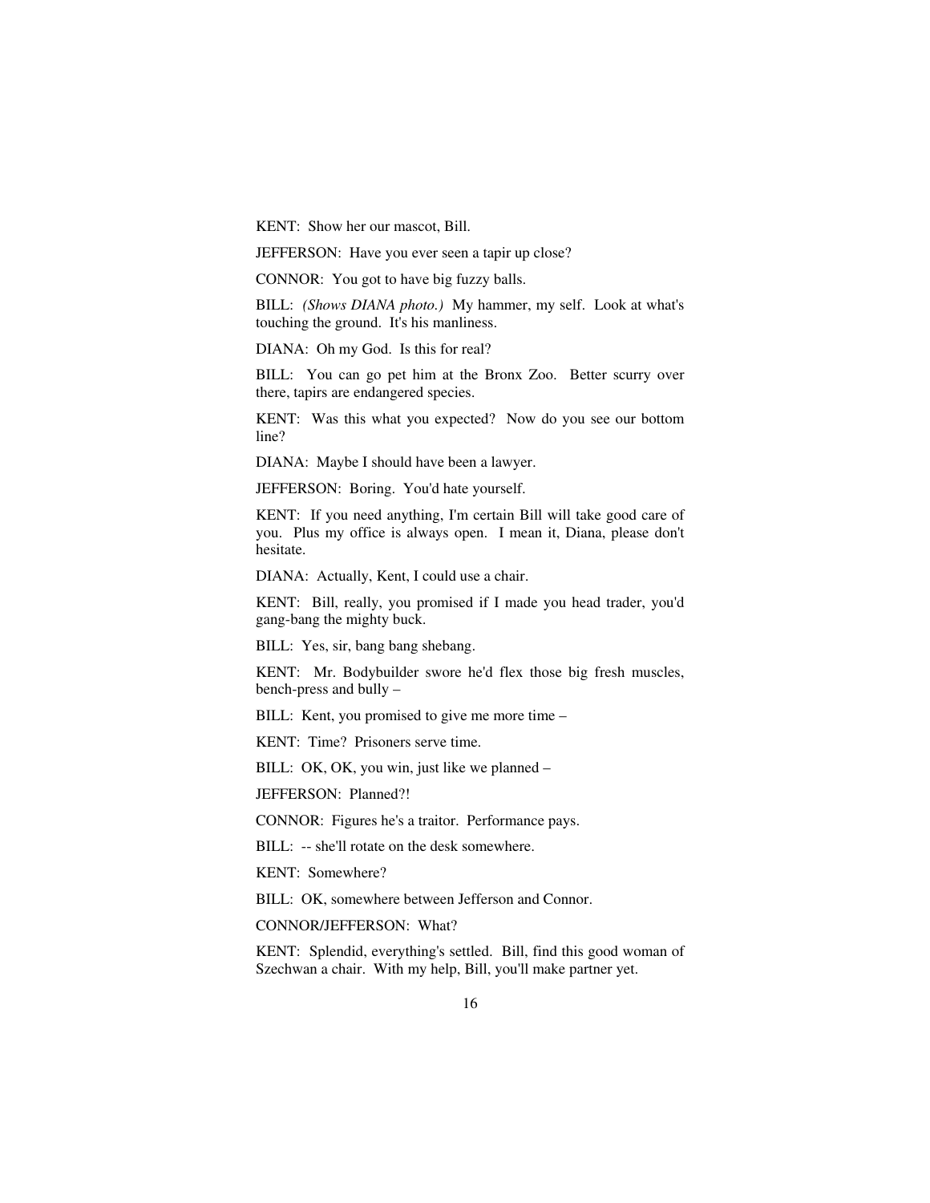KENT: Show her our mascot, Bill.

JEFFERSON: Have you ever seen a tapir up close?

CONNOR: You got to have big fuzzy balls.

BILL: *(Shows DIANA photo.)* My hammer, my self. Look at what's touching the ground. It's his manliness.

DIANA: Oh my God. Is this for real?

BILL: You can go pet him at the Bronx Zoo. Better scurry over there, tapirs are endangered species.

KENT: Was this what you expected? Now do you see our bottom line?

DIANA: Maybe I should have been a lawyer.

JEFFERSON: Boring. You'd hate yourself.

KENT: If you need anything, I'm certain Bill will take good care of you. Plus my office is always open. I mean it, Diana, please don't hesitate.

DIANA: Actually, Kent, I could use a chair.

KENT: Bill, really, you promised if I made you head trader, you'd gang-bang the mighty buck.

BILL: Yes, sir, bang bang shebang.

KENT: Mr. Bodybuilder swore he'd flex those big fresh muscles, bench-press and bully –

BILL: Kent, you promised to give me more time –

KENT: Time? Prisoners serve time.

BILL: OK, OK, you win, just like we planned –

JEFFERSON: Planned?!

CONNOR: Figures he's a traitor. Performance pays.

BILL: -- she'll rotate on the desk somewhere.

KENT: Somewhere?

BILL: OK, somewhere between Jefferson and Connor.

CONNOR/JEFFERSON: What?

KENT: Splendid, everything's settled. Bill, find this good woman of Szechwan a chair. With my help, Bill, you'll make partner yet.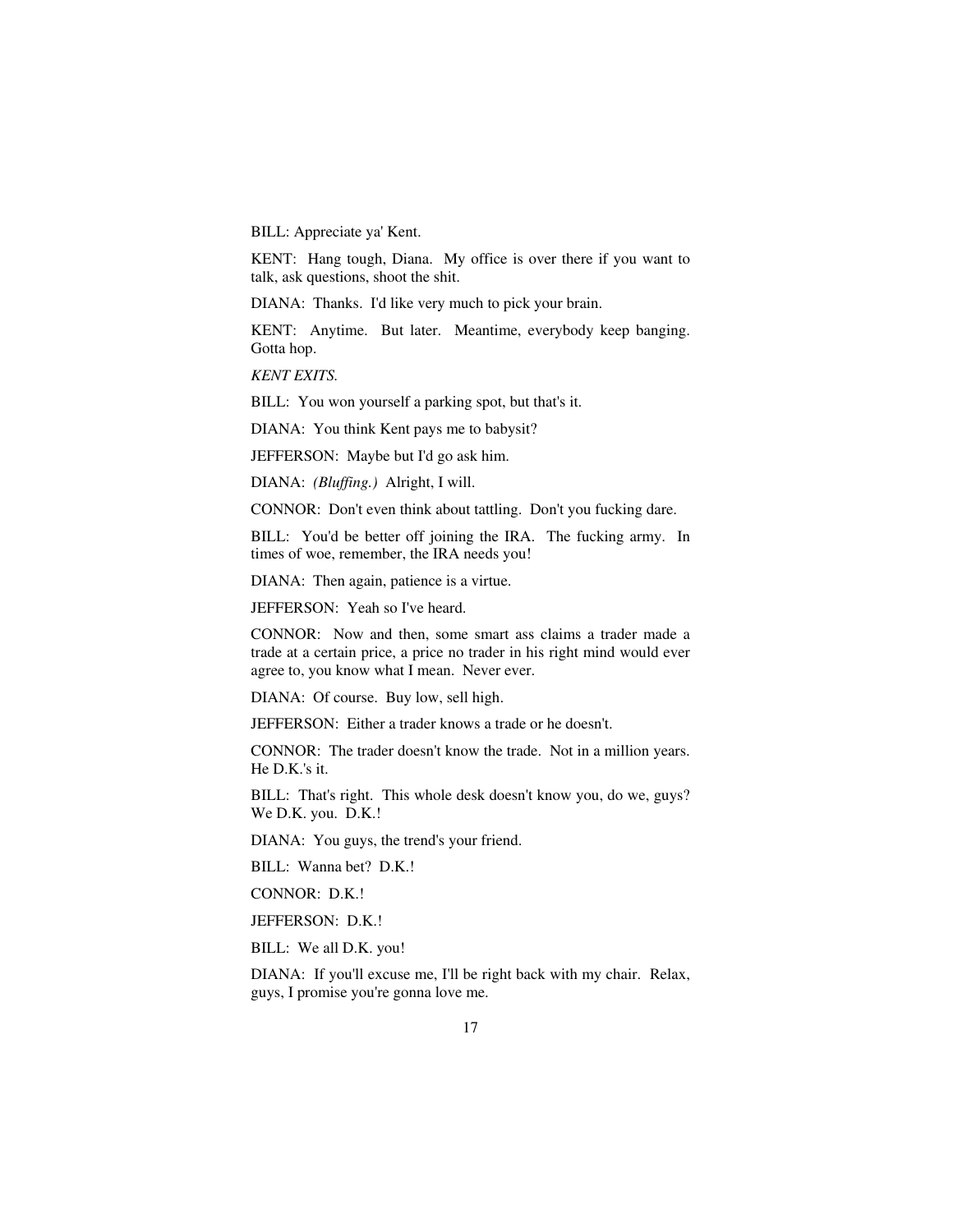BILL: Appreciate ya' Kent.

KENT: Hang tough, Diana. My office is over there if you want to talk, ask questions, shoot the shit.

DIANA: Thanks. I'd like very much to pick your brain.

KENT: Anytime. But later. Meantime, everybody keep banging. Gotta hop.

*KENT EXITS.*

BILL: You won yourself a parking spot, but that's it.

DIANA: You think Kent pays me to babysit?

JEFFERSON: Maybe but I'd go ask him.

DIANA: *(Bluffing.)* Alright, I will.

CONNOR: Don't even think about tattling. Don't you fucking dare.

BILL: You'd be better off joining the IRA. The fucking army. In times of woe, remember, the IRA needs you!

DIANA: Then again, patience is a virtue.

JEFFERSON: Yeah so I've heard.

CONNOR: Now and then, some smart ass claims a trader made a trade at a certain price, a price no trader in his right mind would ever agree to, you know what I mean. Never ever.

DIANA: Of course. Buy low, sell high.

JEFFERSON: Either a trader knows a trade or he doesn't.

CONNOR: The trader doesn't know the trade. Not in a million years. He D.K.'s it.

BILL: That's right. This whole desk doesn't know you, do we, guys? We D.K. you. D.K.!

DIANA: You guys, the trend's your friend.

BILL: Wanna bet? D.K.!

CONNOR: D.K.!

JEFFERSON: D.K.!

BILL: We all D.K. you!

DIANA: If you'll excuse me, I'll be right back with my chair. Relax, guys, I promise you're gonna love me.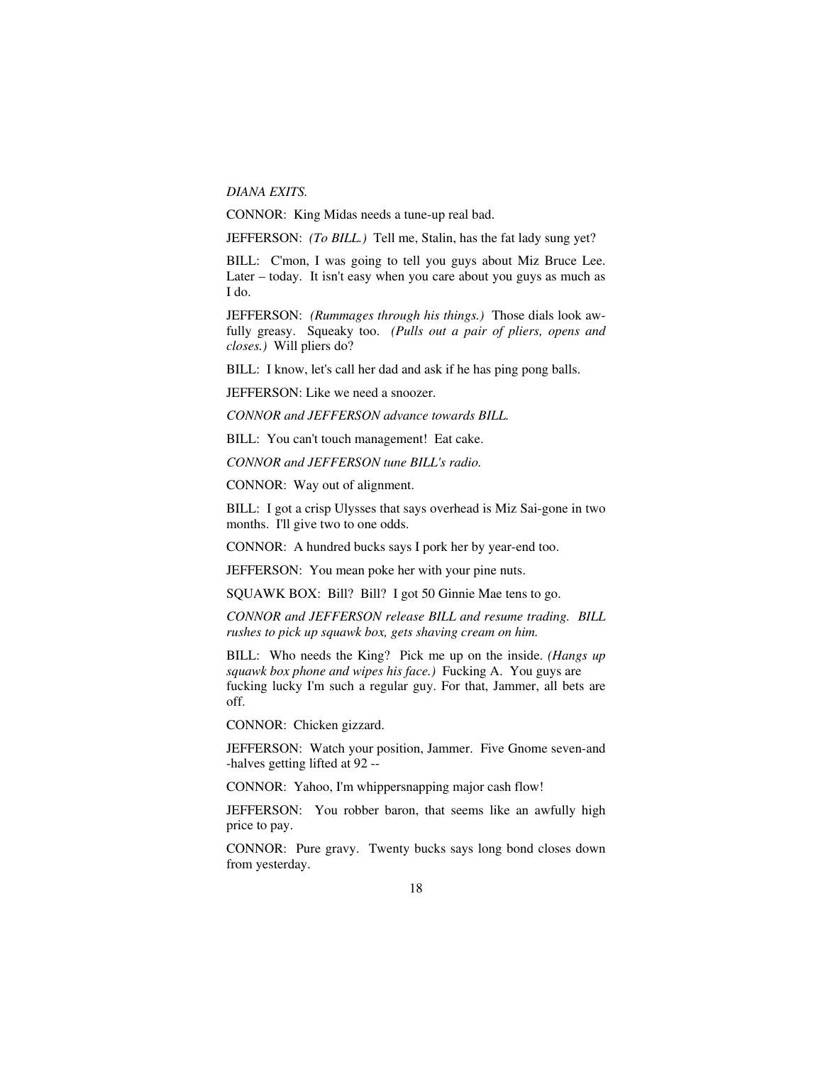*DIANA EXITS.*

CONNOR: King Midas needs a tune-up real bad.

JEFFERSON: *(To BILL.)* Tell me, Stalin, has the fat lady sung yet?

BILL: C'mon, I was going to tell you guys about Miz Bruce Lee. Later – today. It isn't easy when you care about you guys as much as I do.

JEFFERSON: *(Rummages through his things.)* Those dials look awfully greasy. Squeaky too. *(Pulls out a pair of pliers, opens and closes.)* Will pliers do?

BILL: I know, let's call her dad and ask if he has ping pong balls.

JEFFERSON: Like we need a snoozer.

*CONNOR and JEFFERSON advance towards BILL.*

BILL: You can't touch management! Eat cake.

*CONNOR and JEFFERSON tune BILL's radio.*

CONNOR: Way out of alignment.

BILL: I got a crisp Ulysses that says overhead is Miz Sai-gone in two months. I'll give two to one odds.

CONNOR: A hundred bucks says I pork her by year-end too.

JEFFERSON: You mean poke her with your pine nuts.

SQUAWK BOX: Bill? Bill? I got 50 Ginnie Mae tens to go.

*CONNOR and JEFFERSON release BILL and resume trading. BILL rushes to pick up squawk box, gets shaving cream on him.*

BILL: Who needs the King? Pick me up on the inside. *(Hangs up squawk box phone and wipes his face.)* Fucking A. You guys are fucking lucky I'm such a regular guy. For that, Jammer, all bets are off.

CONNOR: Chicken gizzard.

JEFFERSON: Watch your position, Jammer. Five Gnome seven-and-halves getting lifted at 92 --

CONNOR: Yahoo, I'm whippersnapping major cash flow!

JEFFERSON: You robber baron, that seems like an awfully high price to pay.

CONNOR: Pure gravy. Twenty bucks says long bond closes down from yesterday.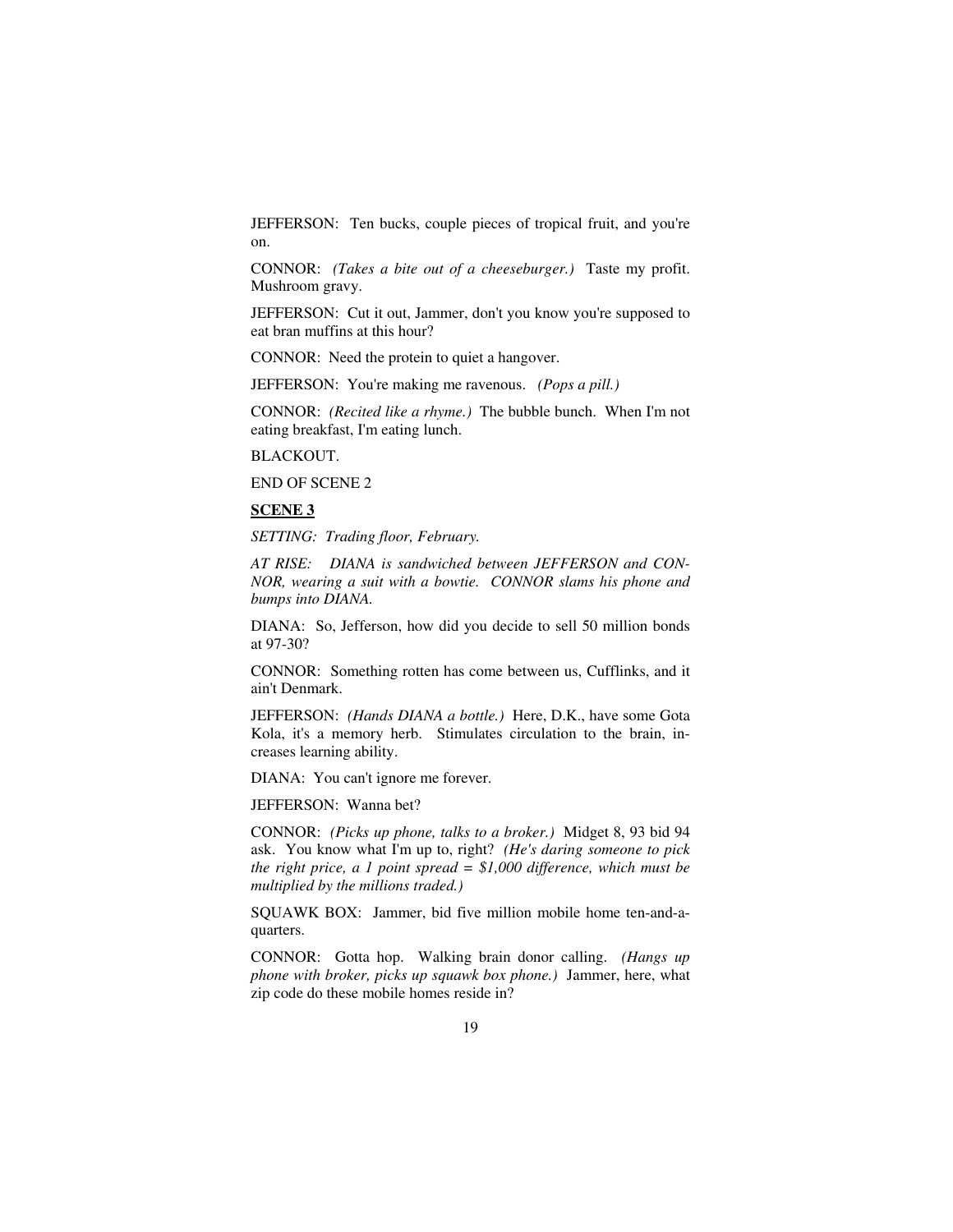JEFFERSON: Ten bucks, couple pieces of tropical fruit, and you're on.

CONNOR: *(Takes a bite out of a cheeseburger.)* Taste my profit. Mushroom gravy.

JEFFERSON: Cut it out, Jammer, don't you know you're supposed to eat bran muffins at this hour?

CONNOR: Need the protein to quiet a hangover.

JEFFERSON: You're making me ravenous. *(Pops a pill.)*

CONNOR: *(Recited like a rhyme.)* The bubble bunch. When I'm not eating breakfast, I'm eating lunch.

BLACKOUT.

END OF SCENE 2

**SCENE 3**

*SETTING: Trading floor, February.*

*AT RISE: DIANA is sandwiched between JEFFERSON and CONNOR, wearing a suit with a bowtie. CONNOR slams his phone and bumps into DIANA.*

DIANA: So, Jefferson, how did you decide to sell 50 million bonds at 97-30?

CONNOR: Something rotten has come between us, Cufflinks, and it ain't Denmark.

JEFFERSON: *(Hands DIANA a bottle.)* Here, D.K., have some Gota Kola, it's a memory herb. Stimulates circulation to the brain, increases learning ability.

DIANA: You can't ignore me forever.

JEFFERSON: Wanna bet?

CONNOR: *(Picks up phone, talks to a broker.)* Midget 8, 93 bid 94 ask. You know what I'm up to, right? *(He's daring someone to pick the right price, a 1 point spread = $1,000 difference, which must be multiplied by the millions traded.)*

SQUAWK BOX: Jammer, bid five million mobile home ten-and-a-quarters.

CONNOR: Gotta hop. Walking brain donor calling. *(Hangs up phone with broker, picks up squawk box phone.)* Jammer, here, what zip code do these mobile homes reside in?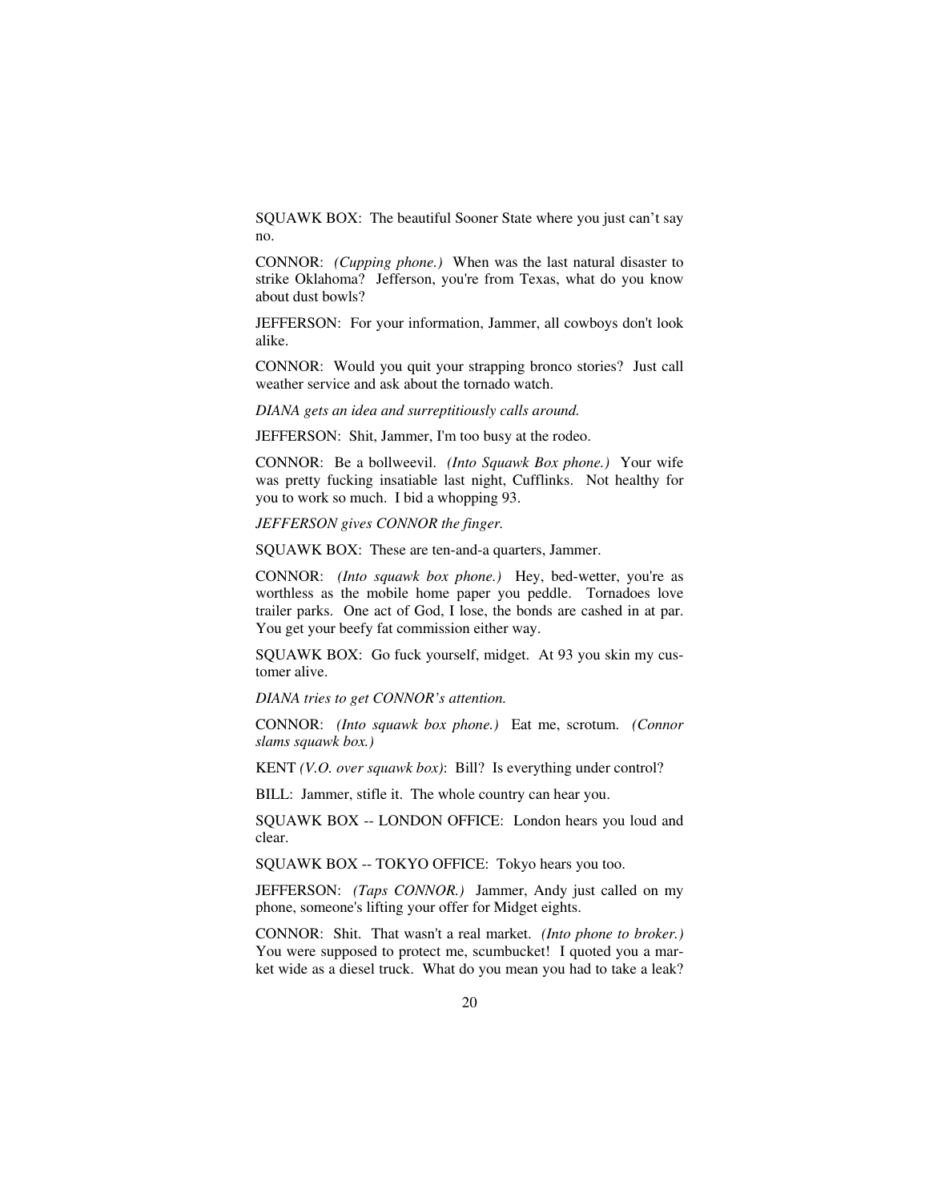SQUAWK BOX: The beautiful Sooner State where you just can't say no.

CONNOR: *(Cupping phone.)* When was the last natural disaster to strike Oklahoma? Jefferson, you're from Texas, what do you know about dust bowls?

JEFFERSON: For your information, Jammer, all cowboys don't look alike.

CONNOR: Would you quit your strapping bronco stories? Just call weather service and ask about the tornado watch.

*DIANA gets an idea and surreptitiously calls around.*

JEFFERSON: Shit, Jammer, I'm too busy at the rodeo.

CONNOR: Be a bollweevil. *(Into Squawk Box phone.)* Your wife was pretty fucking insatiable last night, Cufflinks. Not healthy for you to work so much. I bid a whopping 93.

*JEFFERSON gives CONNOR the finger.*

SQUAWK BOX: These are ten-and-a quarters, Jammer.

CONNOR: *(Into squawk box phone.)* Hey, bed-wetter, you're as worthless as the mobile home paper you peddle. Tornadoes love trailer parks. One act of God, I lose, the bonds are cashed in at par. You get your beefy fat commission either way.

SQUAWK BOX: Go fuck yourself, midget. At 93 you skin my customer alive.

*DIANA tries to get CONNOR's attention.*

CONNOR: *(Into squawk box phone.)* Eat me, scrotum. *(Connor slams squawk box.)*

KENT *(V.O. over squawk box)*: Bill? Is everything under control?

BILL: Jammer, stifle it. The whole country can hear you.

SQUAWK BOX -- LONDON OFFICE: London hears you loud and clear.

SQUAWK BOX -- TOKYO OFFICE: Tokyo hears you too.

JEFFERSON: *(Taps CONNOR.)* Jammer, Andy just called on my phone, someone's lifting your offer for Midget eights.

CONNOR: Shit. That wasn't a real market. *(Into phone to broker.)* You were supposed to protect me, scumbucket! I quoted you a market wide as a diesel truck. What do you mean you had to take a leak?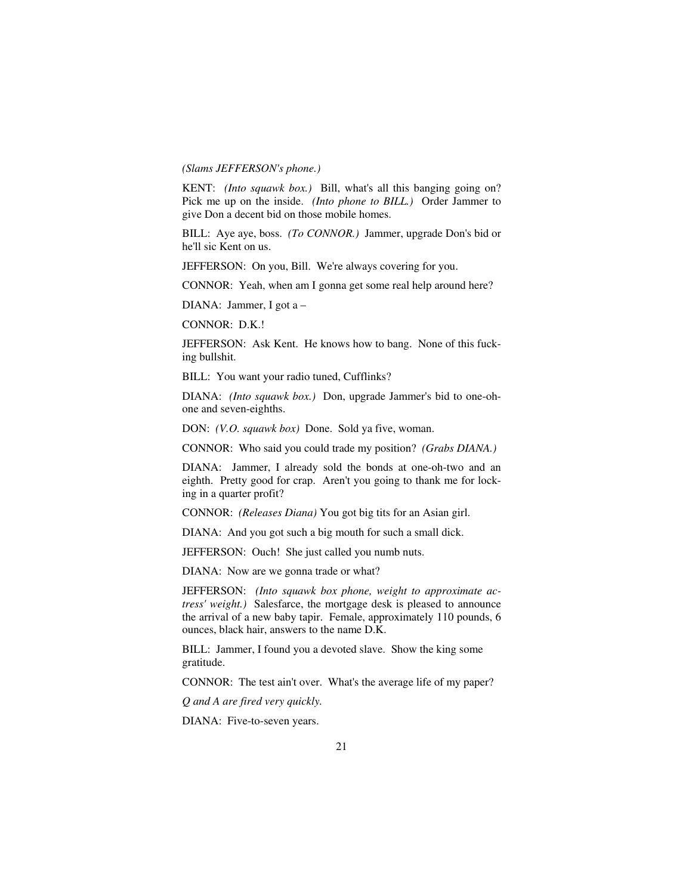*(Slams JEFFERSON's phone.)*

KENT: *(Into squawk box.)* Bill, what's all this banging going on? Pick me up on the inside. *(Into phone to BILL.)* Order Jammer to give Don a decent bid on those mobile homes.

BILL: Aye aye, boss. *(To CONNOR.)* Jammer, upgrade Don's bid or he'll sic Kent on us.

JEFFERSON: On you, Bill. We're always covering for you.

CONNOR: Yeah, when am I gonna get some real help around here?

DIANA: Jammer, I got a –

CONNOR: D.K.!

JEFFERSON: Ask Kent. He knows how to bang. None of this fucking bullshit.

BILL: You want your radio tuned, Cufflinks?

DIANA: *(Into squawk box.)* Don, upgrade Jammer's bid to one-oh-one and seven-eighths.

DON: *(V.O. squawk box)* Done. Sold ya five, woman.

CONNOR: Who said you could trade my position? *(Grabs DIANA.)*

DIANA: Jammer, I already sold the bonds at one-oh-two and an eighth. Pretty good for crap. Aren't you going to thank me for locking in a quarter profit?

CONNOR: *(Releases Diana)* You got big tits for an Asian girl.

DIANA: And you got such a big mouth for such a small dick.

JEFFERSON: Ouch! She just called you numb nuts.

DIANA: Now are we gonna trade or what?

JEFFERSON: *(Into squawk box phone, weight to approximate actress' weight.)* Salesfarce, the mortgage desk is pleased to announce the arrival of a new baby tapir. Female, approximately 110 pounds, 6 ounces, black hair, answers to the name D.K.

BILL: Jammer, I found you a devoted slave. Show the king some gratitude.

CONNOR: The test ain't over. What's the average life of my paper?

*Q and A are fired very quickly.*

DIANA: Five-to-seven years.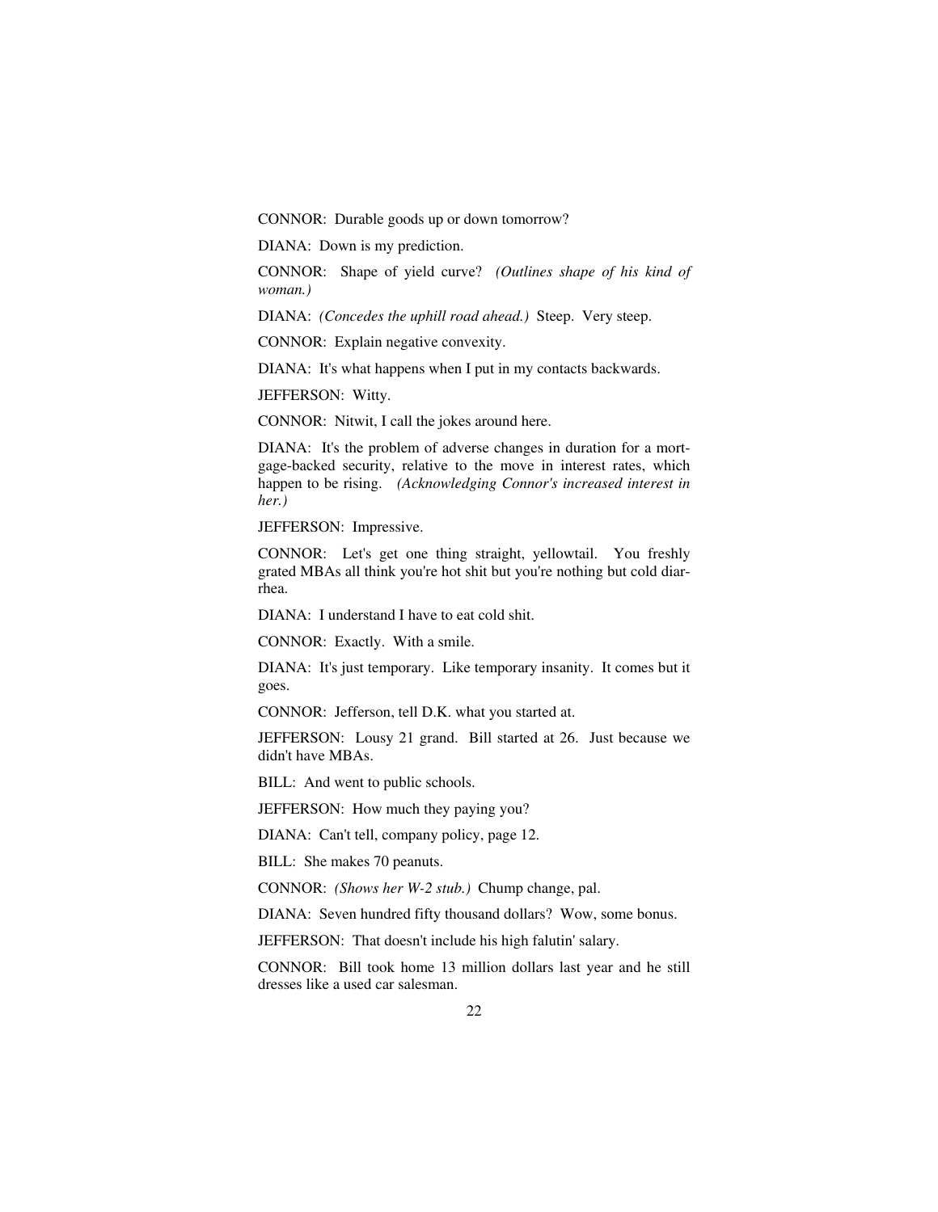CONNOR: Durable goods up or down tomorrow?

DIANA: Down is my prediction.

CONNOR: Shape of yield curve? *(Outlines shape of his kind of woman.)*

DIANA: *(Concedes the uphill road ahead.)* Steep. Very steep.

CONNOR: Explain negative convexity.

DIANA: It's what happens when I put in my contacts backwards.

JEFFERSON: Witty.

CONNOR: Nitwit, I call the jokes around here.

DIANA: It's the problem of adverse changes in duration for a mortgage-backed security, relative to the move in interest rates, which happen to be rising. *(Acknowledging Connor's increased interest in her.)*

JEFFERSON: Impressive.

CONNOR: Let's get one thing straight, yellowtail. You freshly grated MBAs all think you're hot shit but you're nothing but cold diarrhea.

DIANA: I understand I have to eat cold shit.

CONNOR: Exactly. With a smile.

DIANA: It's just temporary. Like temporary insanity. It comes but it goes.

CONNOR: Jefferson, tell D.K. what you started at.

JEFFERSON: Lousy 21 grand. Bill started at 26. Just because we didn't have MBAs.

BILL: And went to public schools.

JEFFERSON: How much they paying you?

DIANA: Can't tell, company policy, page 12.

BILL: She makes 70 peanuts.

CONNOR: *(Shows her W-2 stub.)* Chump change, pal.

DIANA: Seven hundred fifty thousand dollars? Wow, some bonus.

JEFFERSON: That doesn't include his high falutin' salary.

CONNOR: Bill took home 13 million dollars last year and he still dresses like a used car salesman.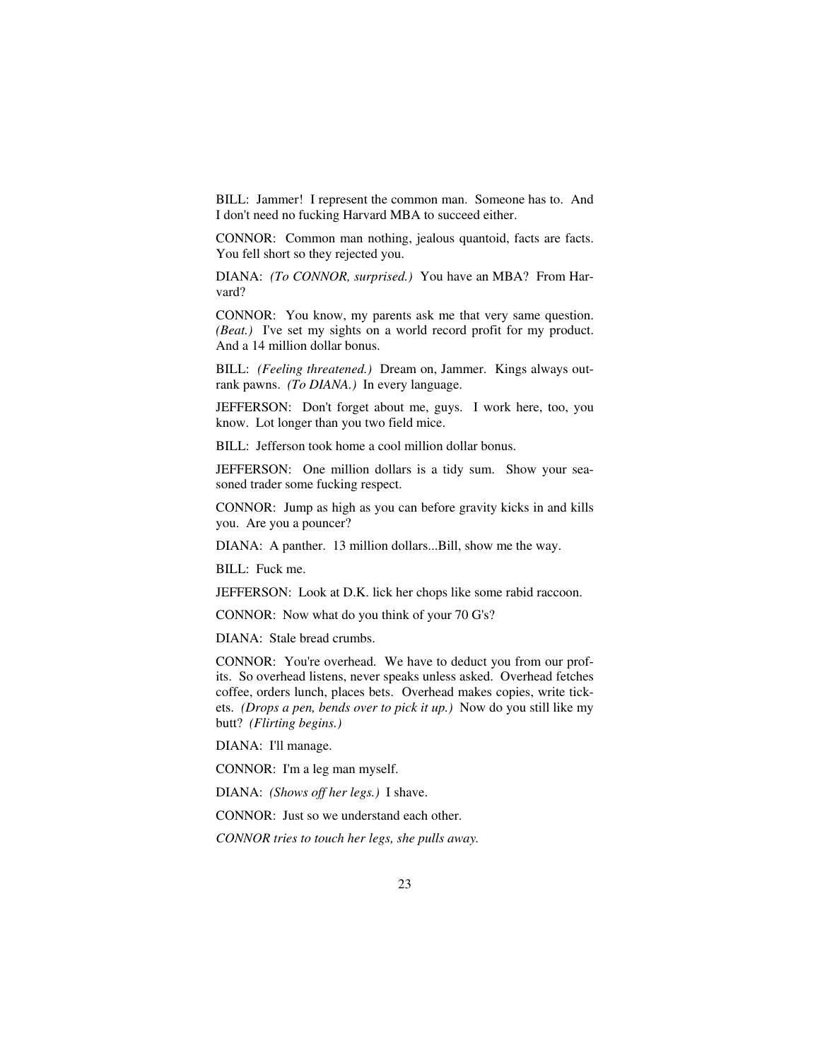BILL: Jammer! I represent the common man. Someone has to. And I don't need no fucking Harvard MBA to succeed either.

CONNOR: Common man nothing, jealous quantoid, facts are facts. You fell short so they rejected you.

DIANA: *(To CONNOR, surprised.)* You have an MBA? From Harvard?

CONNOR: You know, my parents ask me that very same question. *(Beat.)* I've set my sights on a world record profit for my product. And a 14 million dollar bonus.

BILL: *(Feeling threatened.)* Dream on, Jammer. Kings always outrank pawns. *(To DIANA.)* In every language.

JEFFERSON: Don't forget about me, guys. I work here, too, you know. Lot longer than you two field mice.

BILL: Jefferson took home a cool million dollar bonus.

JEFFERSON: One million dollars is a tidy sum. Show your seasoned trader some fucking respect.

CONNOR: Jump as high as you can before gravity kicks in and kills you. Are you a pouncer?

DIANA: A panther. 13 million dollars...Bill, show me the way.

BILL: Fuck me.

JEFFERSON: Look at D.K. lick her chops like some rabid raccoon.

CONNOR: Now what do you think of your 70 G's?

DIANA: Stale bread crumbs.

CONNOR: You're overhead. We have to deduct you from our profits. So overhead listens, never speaks unless asked. Overhead fetches coffee, orders lunch, places bets. Overhead makes copies, write tickets. *(Drops a pen, bends over to pick it up.)* Now do you still like my butt? *(Flirting begins.)*

DIANA: I'll manage.

CONNOR: I'm a leg man myself.

DIANA: *(Shows off her legs.)* I shave.

CONNOR: Just so we understand each other.

*CONNOR tries to touch her legs, she pulls away.*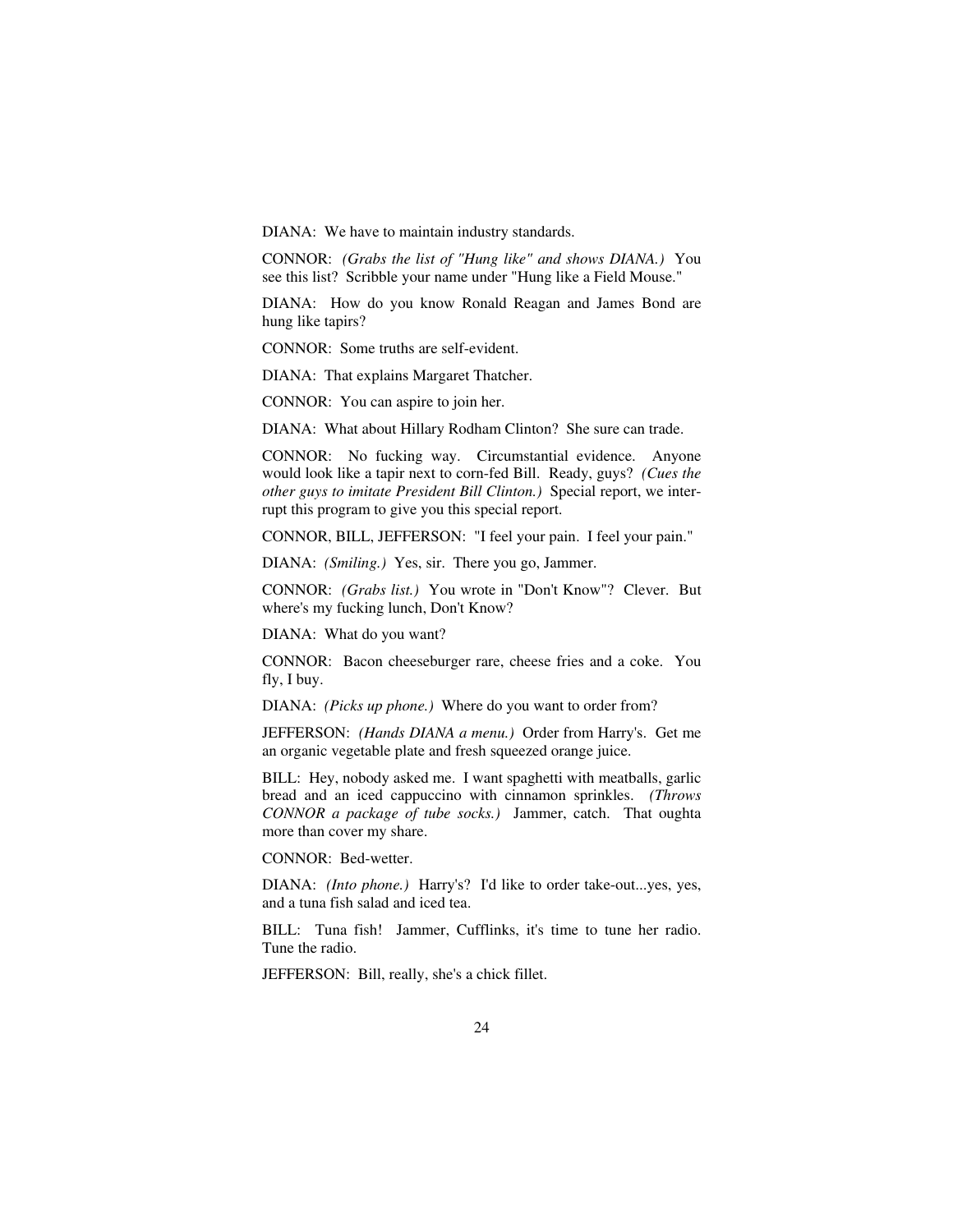DIANA: We have to maintain industry standards.

CONNOR: *(Grabs the list of "Hung like" and shows DIANA.)* You see this list? Scribble your name under "Hung like a Field Mouse."

DIANA: How do you know Ronald Reagan and James Bond are hung like tapirs?

CONNOR: Some truths are self-evident.

DIANA: That explains Margaret Thatcher.

CONNOR: You can aspire to join her.

DIANA: What about Hillary Rodham Clinton? She sure can trade.

CONNOR: No fucking way. Circumstantial evidence. Anyone would look like a tapir next to corn-fed Bill. Ready, guys? *(Cues the other guys to imitate President Bill Clinton.)* Special report, we interrupt this program to give you this special report.

CONNOR, BILL, JEFFERSON: "I feel your pain. I feel your pain."

DIANA: *(Smiling.)* Yes, sir. There you go, Jammer.

CONNOR: *(Grabs list.)* You wrote in "Don't Know"? Clever. But where's my fucking lunch, Don't Know?

DIANA: What do you want?

CONNOR: Bacon cheeseburger rare, cheese fries and a coke. You fly, I buy.

DIANA: *(Picks up phone.)* Where do you want to order from?

JEFFERSON: *(Hands DIANA a menu.)* Order from Harry's. Get me an organic vegetable plate and fresh squeezed orange juice.

BILL: Hey, nobody asked me. I want spaghetti with meatballs, garlic bread and an iced cappuccino with cinnamon sprinkles. *(Throws CONNOR a package of tube socks.)* Jammer, catch. That oughta more than cover my share.

CONNOR: Bed-wetter.

DIANA: *(Into phone.)* Harry's? I'd like to order take-out...yes, yes, and a tuna fish salad and iced tea.

BILL: Tuna fish! Jammer, Cufflinks, it's time to tune her radio. Tune the radio.

JEFFERSON: Bill, really, she's a chick fillet.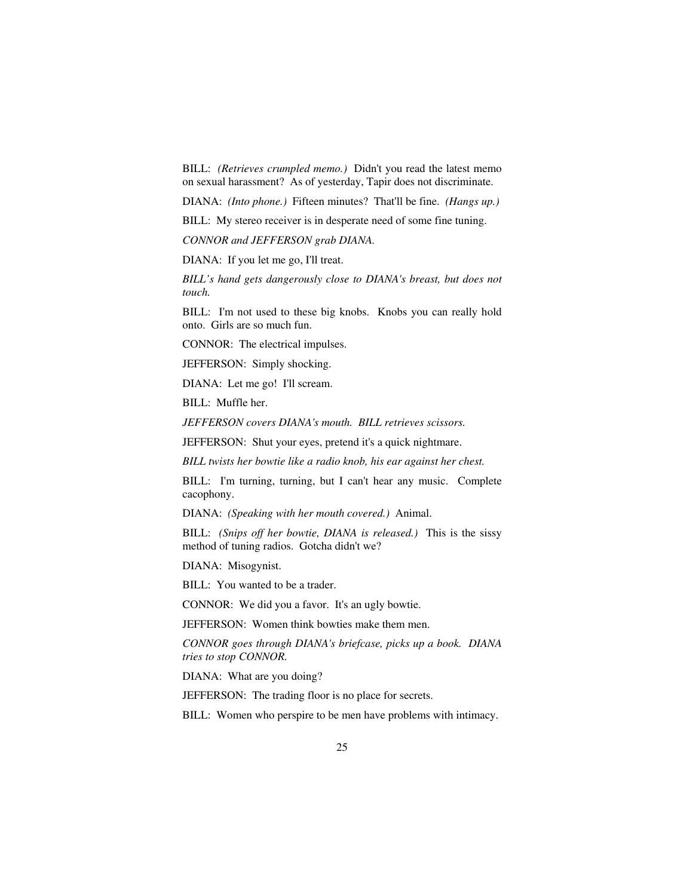BILL: *(Retrieves crumpled memo.)* Didn't you read the latest memo on sexual harassment? As of yesterday, Tapir does not discriminate.

DIANA: *(Into phone.)* Fifteen minutes? That'll be fine. *(Hangs up.)*

BILL: My stereo receiver is in desperate need of some fine tuning.

*CONNOR and JEFFERSON grab DIANA.*

DIANA: If you let me go, I'll treat.

*BILL's hand gets dangerously close to DIANA's breast, but does not touch.*

BILL: I'm not used to these big knobs. Knobs you can really hold onto. Girls are so much fun.

CONNOR: The electrical impulses.

JEFFERSON: Simply shocking.

DIANA: Let me go! I'll scream.

BILL: Muffle her.

*JEFFERSON covers DIANA's mouth. BILL retrieves scissors.*

JEFFERSON: Shut your eyes, pretend it's a quick nightmare.

*BILL twists her bowtie like a radio knob, his ear against her chest.*

BILL: I'm turning, turning, but I can't hear any music. Complete cacophony.

DIANA: *(Speaking with her mouth covered.)* Animal.

BILL: *(Snips off her bowtie, DIANA is released.)* This is the sissy method of tuning radios. Gotcha didn't we?

DIANA: Misogynist.

BILL: You wanted to be a trader.

CONNOR: We did you a favor. It's an ugly bowtie.

JEFFERSON: Women think bowties make them men.

*CONNOR goes through DIANA's briefcase, picks up a book. DIANA tries to stop CONNOR.*

DIANA: What are you doing?

JEFFERSON: The trading floor is no place for secrets.

BILL: Women who perspire to be men have problems with intimacy.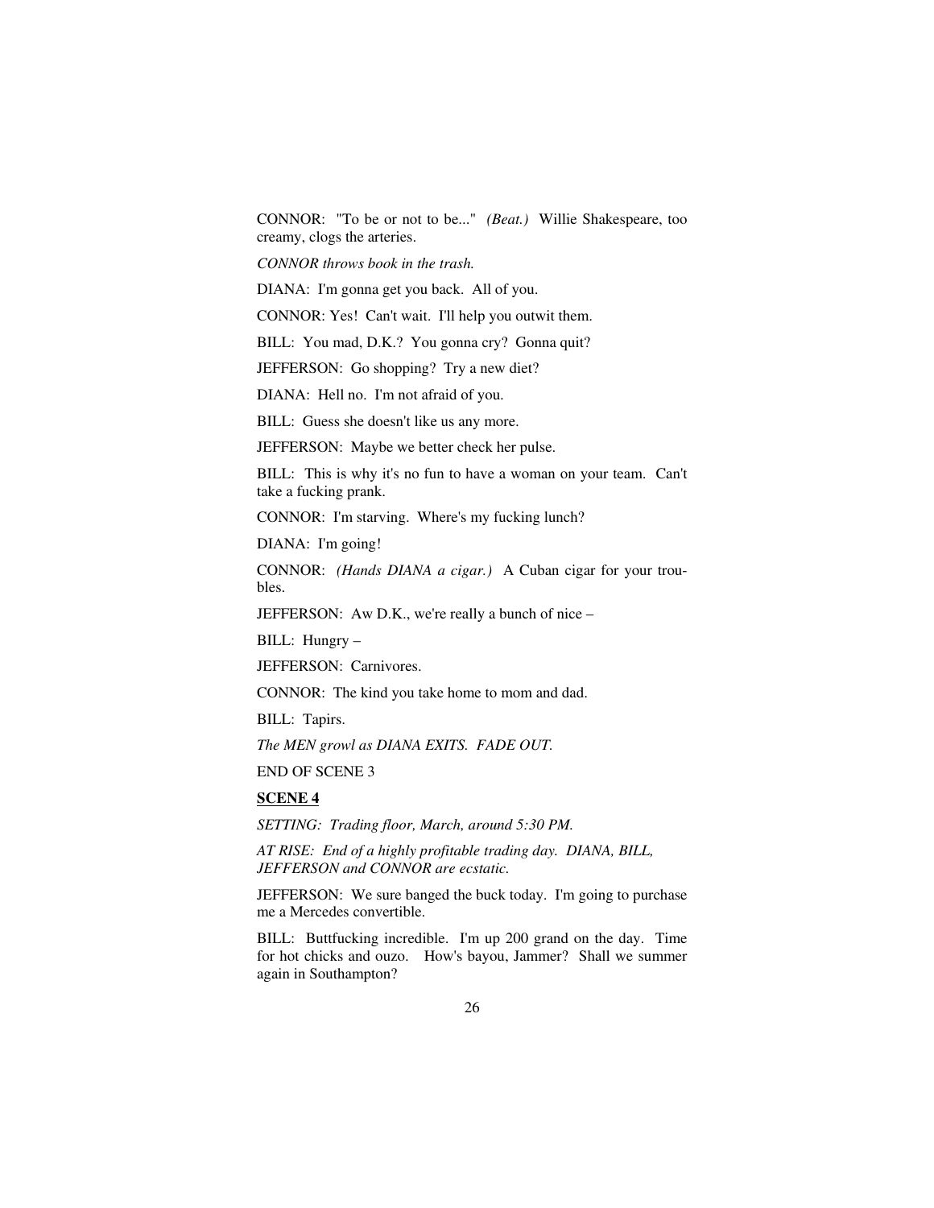CONNOR: "To be or not to be..." *(Beat.)* Willie Shakespeare, too creamy, clogs the arteries.

*CONNOR throws book in the trash.*

DIANA: I'm gonna get you back. All of you.

CONNOR: Yes! Can't wait. I'll help you outwit them.

BILL: You mad, D.K.? You gonna cry? Gonna quit?

JEFFERSON: Go shopping? Try a new diet?

DIANA: Hell no. I'm not afraid of you.

BILL: Guess she doesn't like us any more.

JEFFERSON: Maybe we better check her pulse.

BILL: This is why it's no fun to have a woman on your team. Can't take a fucking prank.

CONNOR: I'm starving. Where's my fucking lunch?

DIANA: I'm going!

CONNOR: *(Hands DIANA a cigar.)* A Cuban cigar for your troubles.

JEFFERSON: Aw D.K., we're really a bunch of nice –

BILL: Hungry –

JEFFERSON: Carnivores.

CONNOR: The kind you take home to mom and dad.

BILL: Tapirs.

*The MEN growl as DIANA EXITS. FADE OUT.*

END OF SCENE 3

## SCENE 4

*SETTING: Trading floor, March, around 5:30 PM.*

*AT RISE: End of a highly profitable trading day. DIANA, BILL, JEFFERSON and CONNOR are ecstatic.*

JEFFERSON: We sure banged the buck today. I'm going to purchase me a Mercedes convertible.

BILL: Buttfucking incredible. I'm up 200 grand on the day. Time for hot chicks and ouzo. How's bayou, Jammer? Shall we summer again in Southampton?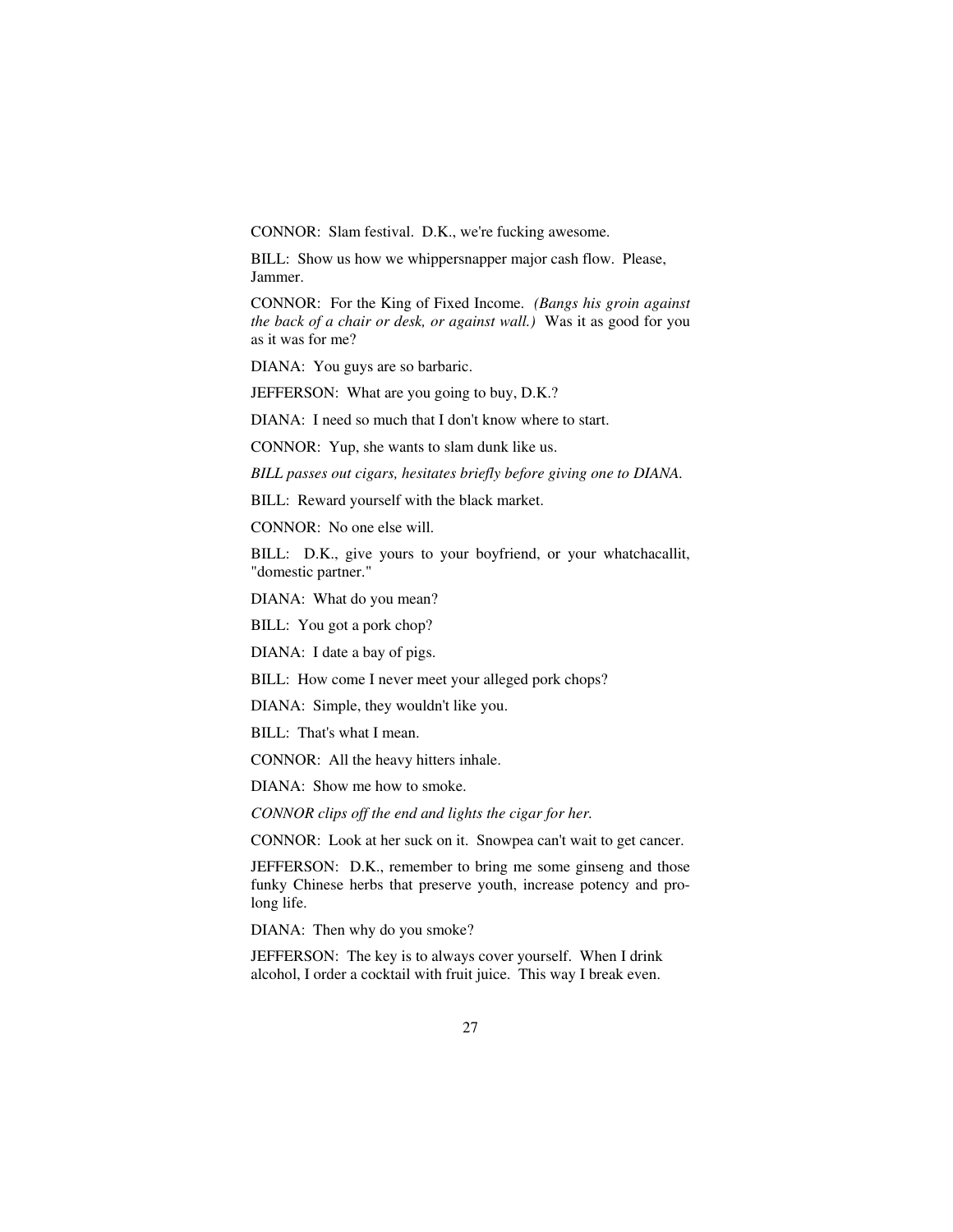CONNOR: Slam festival. D.K., we're fucking awesome.

BILL: Show us how we whippersnapper major cash flow. Please, Jammer.

CONNOR: For the King of Fixed Income. *(Bangs his groin against the back of a chair or desk, or against wall.)* Was it as good for you as it was for me?

DIANA: You guys are so barbaric.

JEFFERSON: What are you going to buy, D.K.?

DIANA: I need so much that I don't know where to start.

CONNOR: Yup, she wants to slam dunk like us.

*BILL passes out cigars, hesitates briefly before giving one to DIANA.*

BILL: Reward yourself with the black market.

CONNOR: No one else will.

BILL: D.K., give yours to your boyfriend, or your whatchacallit, "domestic partner."

DIANA: What do you mean?

BILL: You got a pork chop?

DIANA: I date a bay of pigs.

BILL: How come I never meet your alleged pork chops?

DIANA: Simple, they wouldn't like you.

BILL: That's what I mean.

CONNOR: All the heavy hitters inhale.

DIANA: Show me how to smoke.

*CONNOR clips off the end and lights the cigar for her.*

CONNOR: Look at her suck on it. Snowpea can't wait to get cancer.

JEFFERSON: D.K., remember to bring me some ginseng and those funky Chinese herbs that preserve youth, increase potency and prolong life.

DIANA: Then why do you smoke?

JEFFERSON: The key is to always cover yourself. When I drink alcohol, I order a cocktail with fruit juice. This way I break even.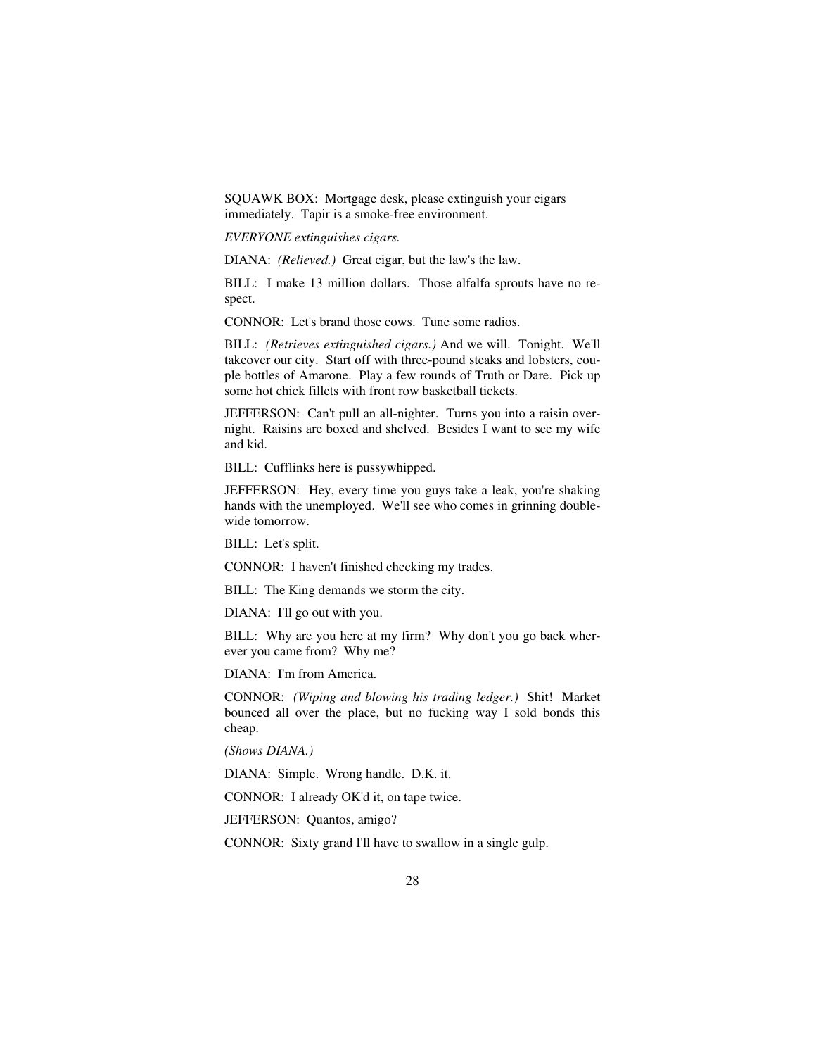SQUAWK BOX: Mortgage desk, please extinguish your cigars immediately. Tapir is a smoke-free environment.

*EVERYONE extinguishes cigars.*

DIANA: *(Relieved.)* Great cigar, but the law's the law.

BILL: I make 13 million dollars. Those alfalfa sprouts have no respect.

CONNOR: Let's brand those cows. Tune some radios.

BILL: *(Retrieves extinguished cigars.)* And we will. Tonight. We'll takeover our city. Start off with three-pound steaks and lobsters, couple bottles of Amarone. Play a few rounds of Truth or Dare. Pick up some hot chick fillets with front row basketball tickets.

JEFFERSON: Can't pull an all-nighter. Turns you into a raisin overnight. Raisins are boxed and shelved. Besides I want to see my wife and kid.

BILL: Cufflinks here is pussywhipped.

JEFFERSON: Hey, every time you guys take a leak, you're shaking hands with the unemployed. We'll see who comes in grinning double-wide tomorrow.

BILL: Let's split.

CONNOR: I haven't finished checking my trades.

BILL: The King demands we storm the city.

DIANA: I'll go out with you.

BILL: Why are you here at my firm? Why don't you go back wherever you came from? Why me?

DIANA: I'm from America.

CONNOR: *(Wiping and blowing his trading ledger.)* Shit! Market bounced all over the place, but no fucking way I sold bonds this cheap.

*(Shows DIANA.)*

DIANA: Simple. Wrong handle. D.K. it.

CONNOR: I already OK'd it, on tape twice.

JEFFERSON: Quantos, amigo?

CONNOR: Sixty grand I'll have to swallow in a single gulp.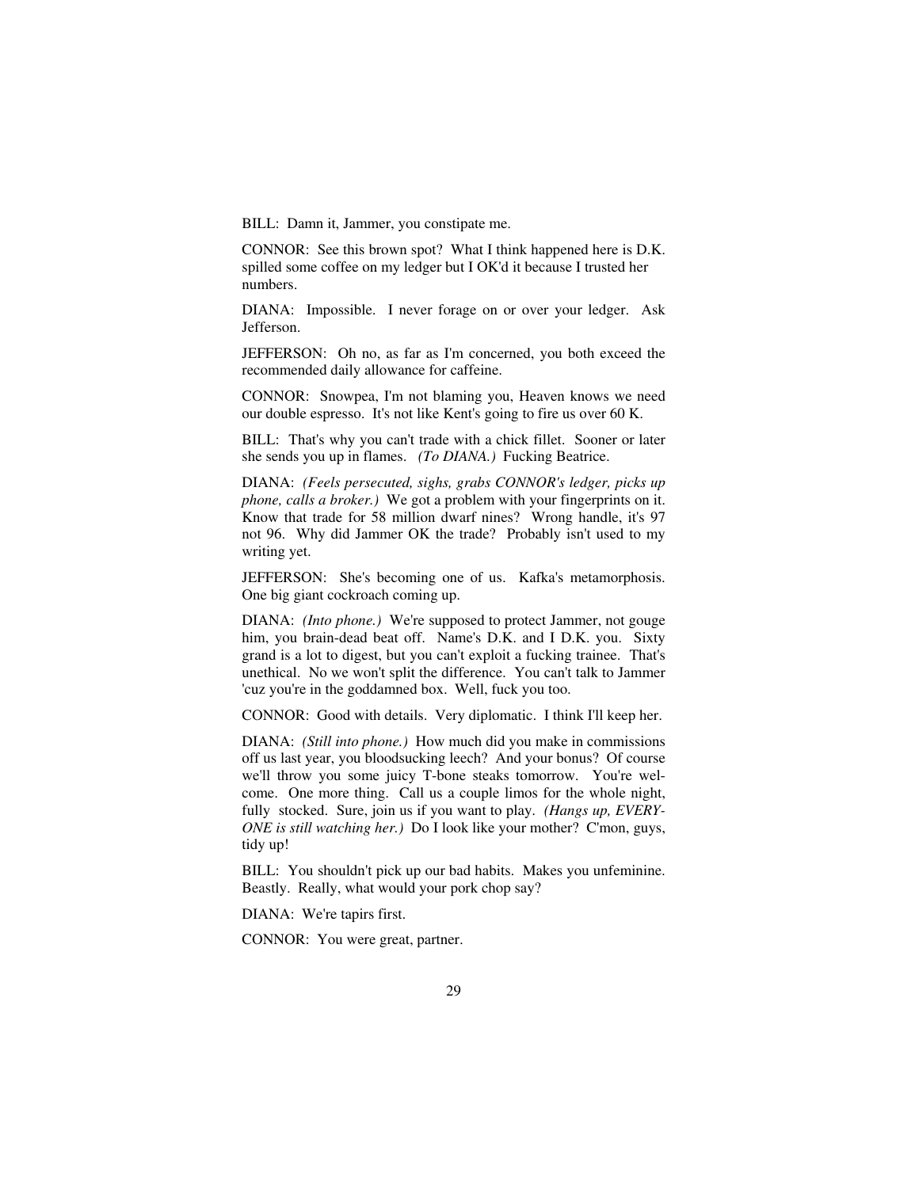BILL: Damn it, Jammer, you constipate me.

CONNOR: See this brown spot? What I think happened here is D.K. spilled some coffee on my ledger but I OK'd it because I trusted her numbers.

DIANA: Impossible. I never forage on or over your ledger. Ask Jefferson.

JEFFERSON: Oh no, as far as I'm concerned, you both exceed the recommended daily allowance for caffeine.

CONNOR: Snowpea, I'm not blaming you, Heaven knows we need our double espresso. It's not like Kent's going to fire us over 60 K.

BILL: That's why you can't trade with a chick fillet. Sooner or later she sends you up in flames. *(To DIANA.)* Fucking Beatrice.

DIANA: *(Feels persecuted, sighs, grabs CONNOR's ledger, picks up phone, calls a broker.)* We got a problem with your fingerprints on it. Know that trade for 58 million dwarf nines? Wrong handle, it's 97 not 96. Why did Jammer OK the trade? Probably isn't used to my writing yet.

JEFFERSON: She's becoming one of us. Kafka's metamorphosis. One big giant cockroach coming up.

DIANA: *(Into phone.)* We're supposed to protect Jammer, not gouge him, you brain-dead beat off. Name's D.K. and I D.K. you. Sixty grand is a lot to digest, but you can't exploit a fucking trainee. That's unethical. No we won't split the difference. You can't talk to Jammer 'cuz you're in the goddamned box. Well, fuck you too.

CONNOR: Good with details. Very diplomatic. I think I'll keep her.

DIANA: *(Still into phone.)* How much did you make in commissions off us last year, you bloodsucking leech? And your bonus? Of course we'll throw you some juicy T-bone steaks tomorrow. You're welcome. One more thing. Call us a couple limos for the whole night, fully stocked. Sure, join us if you want to play. *(Hangs up, EVERYONE is still watching her.)* Do I look like your mother? C'mon, guys, tidy up!

BILL: You shouldn't pick up our bad habits. Makes you unfeminine. Beastly. Really, what would your pork chop say?

DIANA: We're tapirs first.

CONNOR: You were great, partner.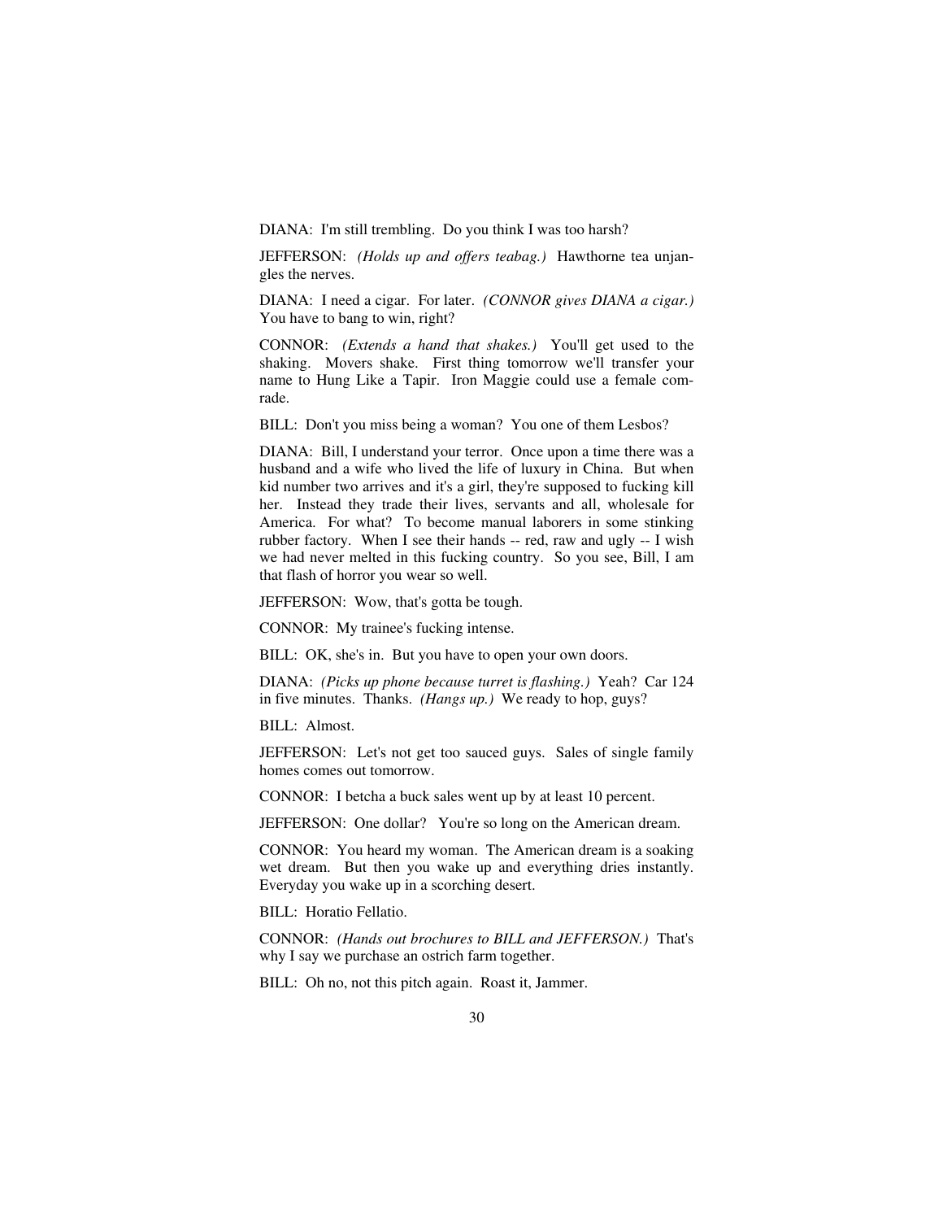DIANA: I'm still trembling. Do you think I was too harsh?

JEFFERSON: *(Holds up and offers teabag.)* Hawthorne tea unjangles the nerves.

DIANA: I need a cigar. For later. *(CONNOR gives DIANA a cigar.)* You have to bang to win, right?

CONNOR: *(Extends a hand that shakes.)* You'll get used to the shaking. Movers shake. First thing tomorrow we'll transfer your name to Hung Like a Tapir. Iron Maggie could use a female comrade.

BILL: Don't you miss being a woman? You one of them Lesbos?

DIANA: Bill, I understand your terror. Once upon a time there was a husband and a wife who lived the life of luxury in China. But when kid number two arrives and it's a girl, they're supposed to fucking kill her. Instead they trade their lives, servants and all, wholesale for America. For what? To become manual laborers in some stinking rubber factory. When I see their hands -- red, raw and ugly -- I wish we had never melted in this fucking country. So you see, Bill, I am that flash of horror you wear so well.

JEFFERSON: Wow, that's gotta be tough.

CONNOR: My trainee's fucking intense.

BILL: OK, she's in. But you have to open your own doors.

DIANA: *(Picks up phone because turret is flashing.)* Yeah? Car 124 in five minutes. Thanks. *(Hangs up.)* We ready to hop, guys?

BILL: Almost.

JEFFERSON: Let's not get too sauced guys. Sales of single family homes comes out tomorrow.

CONNOR: I betcha a buck sales went up by at least 10 percent.

JEFFERSON: One dollar? You're so long on the American dream.

CONNOR: You heard my woman. The American dream is a soaking wet dream. But then you wake up and everything dries instantly. Everyday you wake up in a scorching desert.

BILL: Horatio Fellatio.

CONNOR: *(Hands out brochures to BILL and JEFFERSON.)* That's why I say we purchase an ostrich farm together.

BILL: Oh no, not this pitch again. Roast it, Jammer.